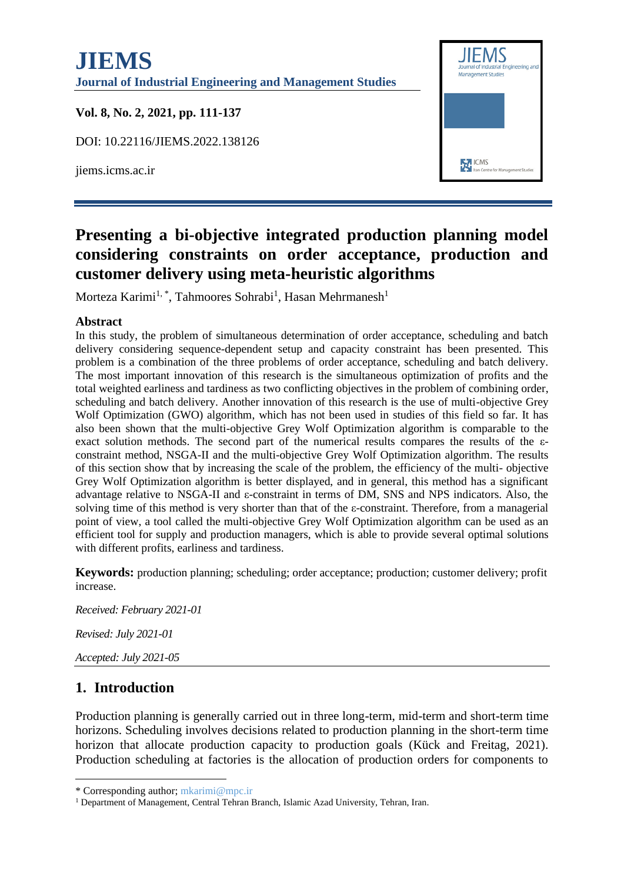# JIEMS

**Journal of Industrial Engineering and Management Studies**

**Vol. 8, No. 2, 2021, pp. 111-137**

DOI: 10.22116/JIEMS.2022.138126

jiems.icms.ac.ir

## Presenting a bi-objective integrated production planning model considering constraints on order acceptance, production and customer delivery using meta-heuristic algorithms

Morteza Karimi[1,*], Tahmoores Sohrabi[1], Hasan Mehrmanesh[1]

### Abstract

In this study, the problem of simultaneous determination of order acceptance, scheduling and batch delivery considering sequence-dependent setup and capacity constraint has been presented. This problem is a combination of the three problems of order acceptance, scheduling and batch delivery. The most important innovation of this research is the simultaneous optimization of profits and the total weighted earliness and tardiness as two conflicting objectives in the problem of combining order, scheduling and batch delivery. Another innovation of this research is the use of multi-objective Grey Wolf Optimization (GWO) algorithm, which has not been used in studies of this field so far. It has also been shown that the multi-objective Grey Wolf Optimization algorithm is comparable to the exact solution methods. The second part of the numerical results compares the results of the ε-constraint method, NSGA-II and the multi-objective Grey Wolf Optimization algorithm. The results of this section show that by increasing the scale of the problem, the efficiency of the multi- objective Grey Wolf Optimization algorithm is better displayed, and in general, this method has a significant advantage relative to NSGA-II and ε-constraint in terms of DM, SNS and NPS indicators. Also, the solving time of this method is very shorter than that of the ε-constraint. Therefore, from a managerial point of view, a tool called the multi-objective Grey Wolf Optimization algorithm can be used as an efficient tool for supply and production managers, which is able to provide several optimal solutions with different profits, earliness and tardiness.

**Keywords:** production planning; scheduling; order acceptance; production; customer delivery; profit increase.

*Received: February 2021-01*

*Revised: July 2021-01*

*Accepted: July 2021-05*

## 1. Introduction

Production planning is generally carried out in three long-term, mid-term and short-term time horizons. Scheduling involves decisions related to production planning in the short-term time horizon that allocate production capacity to production goals (Kück and Freitag, 2021). Production scheduling at factories is the allocation of production orders for components to

---

* Corresponding author; mkarimi@mpc.ir

[1] Department of Management, Central Tehran Branch, Islamic Azad University, Tehran, Iran.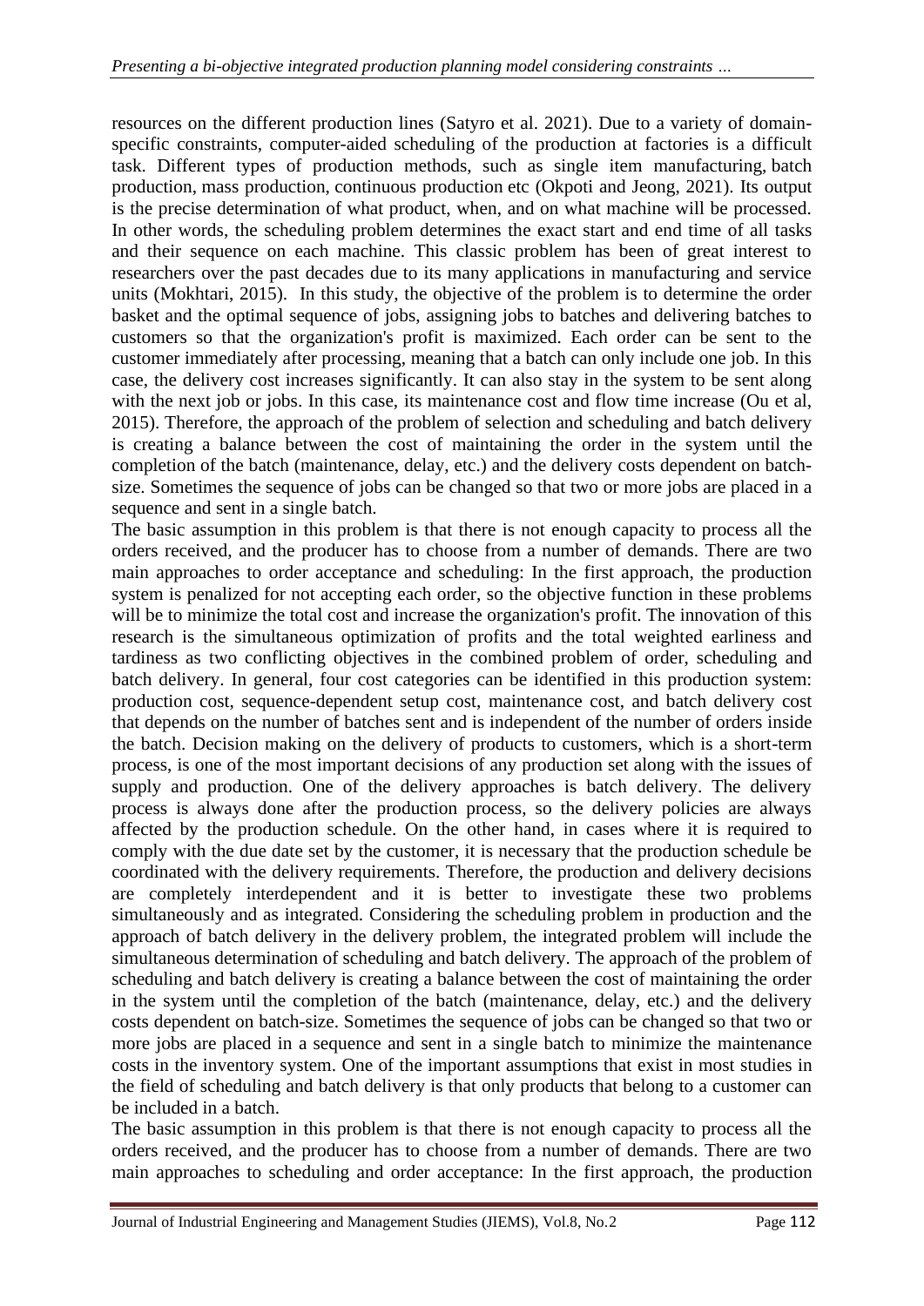resources on the different production lines (Satyro et al. 2021). Due to a variety of domain-specific constraints, computer-aided scheduling of the production at factories is a difficult task. Different types of production methods, such as single item manufacturing, batch production, mass production, continuous production etc (Okpoti and Jeong, 2021). Its output is the precise determination of what product, when, and on what machine will be processed. In other words, the scheduling problem determines the exact start and end time of all tasks and their sequence on each machine. This classic problem has been of great interest to researchers over the past decades due to its many applications in manufacturing and service units (Mokhtari, 2015). In this study, the objective of the problem is to determine the order basket and the optimal sequence of jobs, assigning jobs to batches and delivering batches to customers so that the organization's profit is maximized. Each order can be sent to the customer immediately after processing, meaning that a batch can only include one job. In this case, the delivery cost increases significantly. It can also stay in the system to be sent along with the next job or jobs. In this case, its maintenance cost and flow time increase (Ou et al, 2015). Therefore, the approach of the problem of selection and scheduling and batch delivery is creating a balance between the cost of maintaining the order in the system until the completion of the batch (maintenance, delay, etc.) and the delivery costs dependent on batch-size. Sometimes the sequence of jobs can be changed so that two or more jobs are placed in a sequence and sent in a single batch.

The basic assumption in this problem is that there is not enough capacity to process all the orders received, and the producer has to choose from a number of demands. There are two main approaches to order acceptance and scheduling: In the first approach, the production system is penalized for not accepting each order, so the objective function in these problems will be to minimize the total cost and increase the organization's profit. The innovation of this research is the simultaneous optimization of profits and the total weighted earliness and tardiness as two conflicting objectives in the combined problem of order, scheduling and batch delivery. In general, four cost categories can be identified in this production system: production cost, sequence-dependent setup cost, maintenance cost, and batch delivery cost that depends on the number of batches sent and is independent of the number of orders inside the batch. Decision making on the delivery of products to customers, which is a short-term process, is one of the most important decisions of any production set along with the issues of supply and production. One of the delivery approaches is batch delivery. The delivery process is always done after the production process, so the delivery policies are always affected by the production schedule. On the other hand, in cases where it is required to comply with the due date set by the customer, it is necessary that the production schedule be coordinated with the delivery requirements. Therefore, the production and delivery decisions are completely interdependent and it is better to investigate these two problems simultaneously and as integrated. Considering the scheduling problem in production and the approach of batch delivery in the delivery problem, the integrated problem will include the simultaneous determination of scheduling and batch delivery. The approach of the problem of scheduling and batch delivery is creating a balance between the cost of maintaining the order in the system until the completion of the batch (maintenance, delay, etc.) and the delivery costs dependent on batch-size. Sometimes the sequence of jobs can be changed so that two or more jobs are placed in a sequence and sent in a single batch to minimize the maintenance costs in the inventory system. One of the important assumptions that exist in most studies in the field of scheduling and batch delivery is that only products that belong to a customer can be included in a batch.

The basic assumption in this problem is that there is not enough capacity to process all the orders received, and the producer has to choose from a number of demands. There are two main approaches to scheduling and order acceptance: In the first approach, the production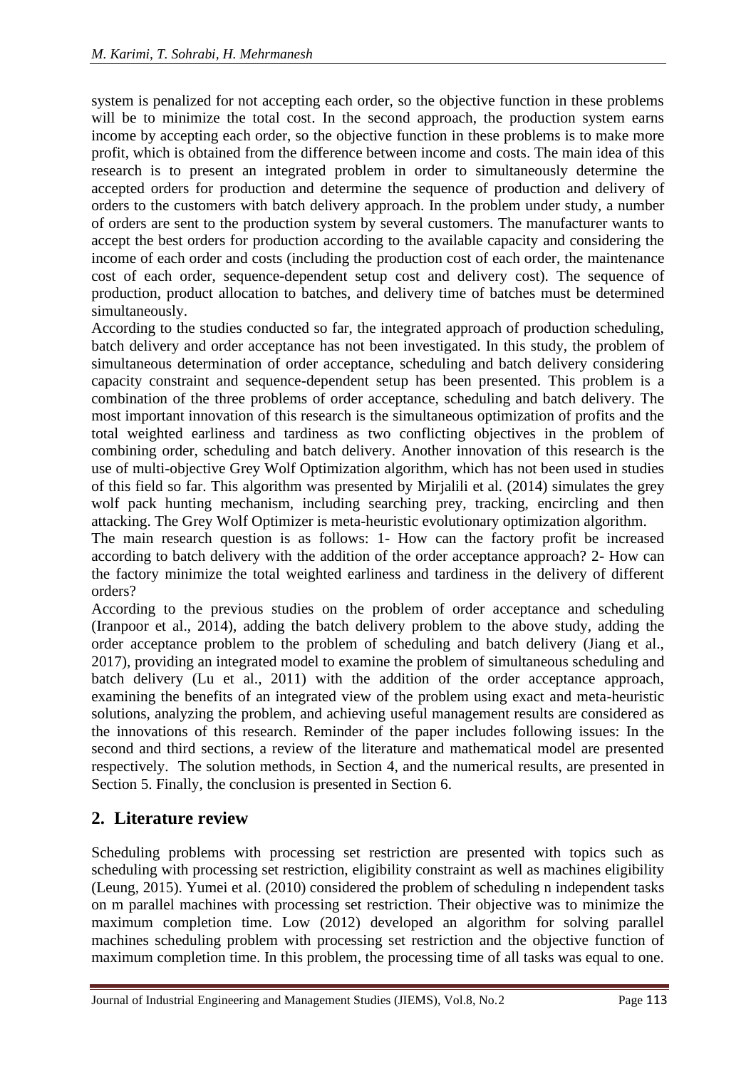system is penalized for not accepting each order, so the objective function in these problems will be to minimize the total cost. In the second approach, the production system earns income by accepting each order, so the objective function in these problems is to make more profit, which is obtained from the difference between income and costs. The main idea of this research is to present an integrated problem in order to simultaneously determine the accepted orders for production and determine the sequence of production and delivery of orders to the customers with batch delivery approach. In the problem under study, a number of orders are sent to the production system by several customers. The manufacturer wants to accept the best orders for production according to the available capacity and considering the income of each order and costs (including the production cost of each order, the maintenance cost of each order, sequence-dependent setup cost and delivery cost). The sequence of production, product allocation to batches, and delivery time of batches must be determined simultaneously.

According to the studies conducted so far, the integrated approach of production scheduling, batch delivery and order acceptance has not been investigated. In this study, the problem of simultaneous determination of order acceptance, scheduling and batch delivery considering capacity constraint and sequence-dependent setup has been presented. This problem is a combination of the three problems of order acceptance, scheduling and batch delivery. The most important innovation of this research is the simultaneous optimization of profits and the total weighted earliness and tardiness as two conflicting objectives in the problem of combining order, scheduling and batch delivery. Another innovation of this research is the use of multi-objective Grey Wolf Optimization algorithm, which has not been used in studies of this field so far. This algorithm was presented by Mirjalili et al. (2014) simulates the grey wolf pack hunting mechanism, including searching prey, tracking, encircling and then attacking. The Grey Wolf Optimizer is meta-heuristic evolutionary optimization algorithm.

The main research question is as follows: 1- How can the factory profit be increased according to batch delivery with the addition of the order acceptance approach? 2- How can the factory minimize the total weighted earliness and tardiness in the delivery of different orders?

According to the previous studies on the problem of order acceptance and scheduling (Iranpoor et al., 2014), adding the batch delivery problem to the above study, adding the order acceptance problem to the problem of scheduling and batch delivery (Jiang et al., 2017), providing an integrated model to examine the problem of simultaneous scheduling and batch delivery (Lu et al., 2011) with the addition of the order acceptance approach, examining the benefits of an integrated view of the problem using exact and meta-heuristic solutions, analyzing the problem, and achieving useful management results are considered as the innovations of this research. Reminder of the paper includes following issues: In the second and third sections, a review of the literature and mathematical model are presented respectively. The solution methods, in Section 4, and the numerical results, are presented in Section 5. Finally, the conclusion is presented in Section 6.

## 2. Literature review

Scheduling problems with processing set restriction are presented with topics such as scheduling with processing set restriction, eligibility constraint as well as machines eligibility (Leung, 2015). Yumei et al. (2010) considered the problem of scheduling n independent tasks on m parallel machines with processing set restriction. Their objective was to minimize the maximum completion time. Low (2012) developed an algorithm for solving parallel machines scheduling problem with processing set restriction and the objective function of maximum completion time. In this problem, the processing time of all tasks was equal to one.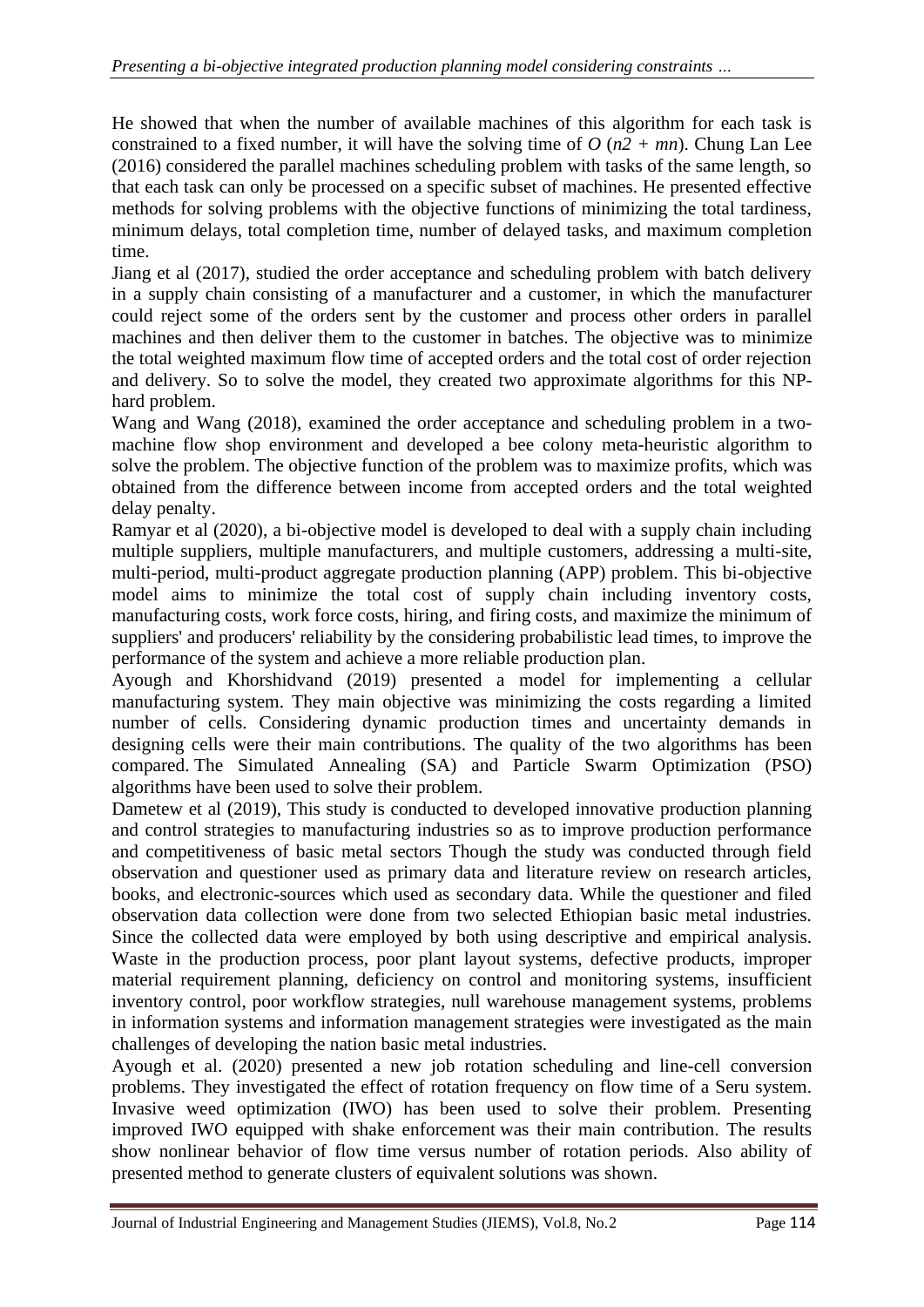He showed that when the number of available machines of this algorithm for each task is constrained to a fixed number, it will have the solving time of $O(n2 + mn)$. Chung Lan Lee (2016) considered the parallel machines scheduling problem with tasks of the same length, so that each task can only be processed on a specific subset of machines. He presented effective methods for solving problems with the objective functions of minimizing the total tardiness, minimum delays, total completion time, number of delayed tasks, and maximum completion time.

Jiang et al (2017), studied the order acceptance and scheduling problem with batch delivery in a supply chain consisting of a manufacturer and a customer, in which the manufacturer could reject some of the orders sent by the customer and process other orders in parallel machines and then deliver them to the customer in batches. The objective was to minimize the total weighted maximum flow time of accepted orders and the total cost of order rejection and delivery. So to solve the model, they created two approximate algorithms for this NP-hard problem.

Wang and Wang (2018), examined the order acceptance and scheduling problem in a two-machine flow shop environment and developed a bee colony meta-heuristic algorithm to solve the problem. The objective function of the problem was to maximize profits, which was obtained from the difference between income from accepted orders and the total weighted delay penalty.

Ramyar et al (2020), a bi-objective model is developed to deal with a supply chain including multiple suppliers, multiple manufacturers, and multiple customers, addressing a multi-site, multi-period, multi-product aggregate production planning (APP) problem. This bi-objective model aims to minimize the total cost of supply chain including inventory costs, manufacturing costs, work force costs, hiring, and firing costs, and maximize the minimum of suppliers' and producers' reliability by the considering probabilistic lead times, to improve the performance of the system and achieve a more reliable production plan.

Ayough and Khorshidvand (2019) presented a model for implementing a cellular manufacturing system. They main objective was minimizing the costs regarding a limited number of cells. Considering dynamic production times and uncertainty demands in designing cells were their main contributions. The quality of the two algorithms has been compared. The Simulated Annealing (SA) and Particle Swarm Optimization (PSO) algorithms have been used to solve their problem.

Dametew et al (2019), This study is conducted to developed innovative production planning and control strategies to manufacturing industries so as to improve production performance and competitiveness of basic metal sectors Though the study was conducted through field observation and questioner used as primary data and literature review on research articles, books, and electronic-sources which used as secondary data. While the questioner and filed observation data collection were done from two selected Ethiopian basic metal industries. Since the collected data were employed by both using descriptive and empirical analysis. Waste in the production process, poor plant layout systems, defective products, improper material requirement planning, deficiency on control and monitoring systems, insufficient inventory control, poor workflow strategies, null warehouse management systems, problems in information systems and information management strategies were investigated as the main challenges of developing the nation basic metal industries.

Ayough et al. (2020) presented a new job rotation scheduling and line-cell conversion problems. They investigated the effect of rotation frequency on flow time of a Seru system. Invasive weed optimization (IWO) has been used to solve their problem. Presenting improved IWO equipped with shake enforcement was their main contribution. The results show nonlinear behavior of flow time versus number of rotation periods. Also ability of presented method to generate clusters of equivalent solutions was shown.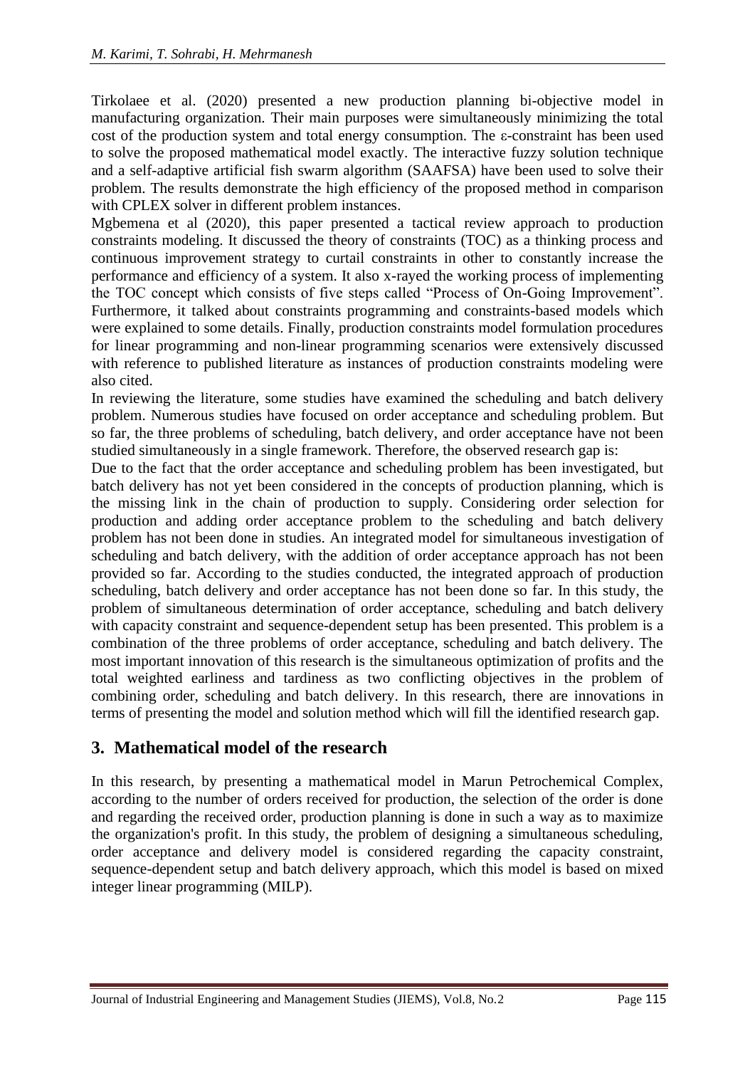Tirkolaee et al. (2020) presented a new production planning bi-objective model in manufacturing organization. Their main purposes were simultaneously minimizing the total cost of the production system and total energy consumption. The ε-constraint has been used to solve the proposed mathematical model exactly. The interactive fuzzy solution technique and a self-adaptive artificial fish swarm algorithm (SAAFSA) have been used to solve their problem. The results demonstrate the high efficiency of the proposed method in comparison with CPLEX solver in different problem instances.

Mgbemena et al (2020), this paper presented a tactical review approach to production constraints modeling. It discussed the theory of constraints (TOC) as a thinking process and continuous improvement strategy to curtail constraints in other to constantly increase the performance and efficiency of a system. It also x-rayed the working process of implementing the TOC concept which consists of five steps called "Process of On-Going Improvement". Furthermore, it talked about constraints programming and constraints-based models which were explained to some details. Finally, production constraints model formulation procedures for linear programming and non-linear programming scenarios were extensively discussed with reference to published literature as instances of production constraints modeling were also cited.

In reviewing the literature, some studies have examined the scheduling and batch delivery problem. Numerous studies have focused on order acceptance and scheduling problem. But so far, the three problems of scheduling, batch delivery, and order acceptance have not been studied simultaneously in a single framework. Therefore, the observed research gap is:

Due to the fact that the order acceptance and scheduling problem has been investigated, but batch delivery has not yet been considered in the concepts of production planning, which is the missing link in the chain of production to supply. Considering order selection for production and adding order acceptance problem to the scheduling and batch delivery problem has not been done in studies. An integrated model for simultaneous investigation of scheduling and batch delivery, with the addition of order acceptance approach has not been provided so far. According to the studies conducted, the integrated approach of production scheduling, batch delivery and order acceptance has not been done so far. In this study, the problem of simultaneous determination of order acceptance, scheduling and batch delivery with capacity constraint and sequence-dependent setup has been presented. This problem is a combination of the three problems of order acceptance, scheduling and batch delivery. The most important innovation of this research is the simultaneous optimization of profits and the total weighted earliness and tardiness as two conflicting objectives in the problem of combining order, scheduling and batch delivery. In this research, there are innovations in terms of presenting the model and solution method which will fill the identified research gap.

## 3. Mathematical model of the research

In this research, by presenting a mathematical model in Marun Petrochemical Complex, according to the number of orders received for production, the selection of the order is done and regarding the received order, production planning is done in such a way as to maximize the organization's profit. In this study, the problem of designing a simultaneous scheduling, order acceptance and delivery model is considered regarding the capacity constraint, sequence-dependent setup and batch delivery approach, which this model is based on mixed integer linear programming (MILP).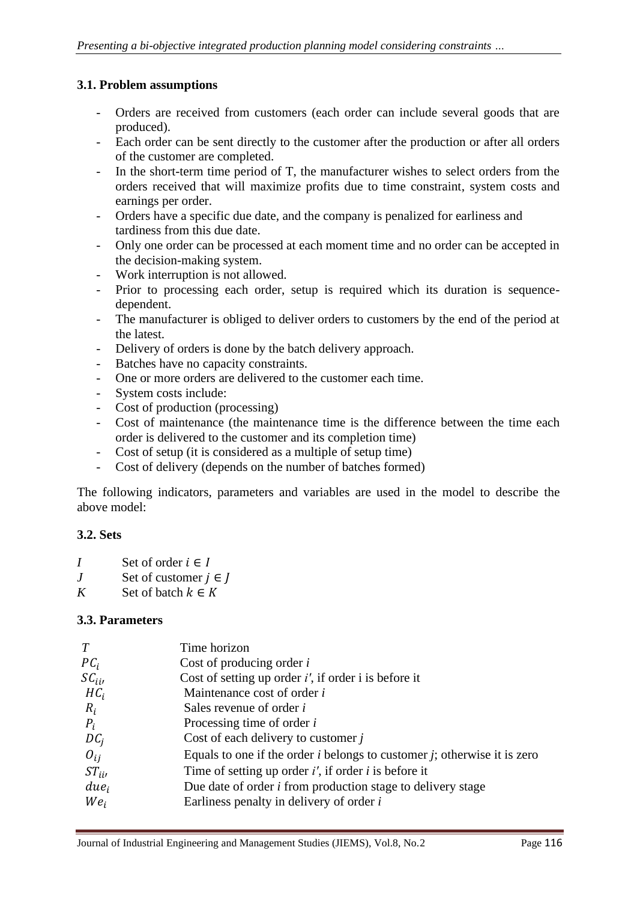### 3.1. Problem assumptions

- Orders are received from customers (each order can include several goods that are produced).
- Each order can be sent directly to the customer after the production or after all orders of the customer are completed.
- In the short-term time period of T, the manufacturer wishes to select orders from the orders received that will maximize profits due to time constraint, system costs and earnings per order.
- Orders have a specific due date, and the company is penalized for earliness and tardiness from this due date.
- Only one order can be processed at each moment time and no order can be accepted in the decision-making system.
- Work interruption is not allowed.
- Prior to processing each order, setup is required which its duration is sequence-dependent.
- The manufacturer is obliged to deliver orders to customers by the end of the period at the latest.
- Delivery of orders is done by the batch delivery approach.
- Batches have no capacity constraints.
- One or more orders are delivered to the customer each time.
- System costs include:
- Cost of production (processing)
- Cost of maintenance (the maintenance time is the difference between the time each order is delivered to the customer and its completion time)
- Cost of setup (it is considered as a multiple of setup time)
- Cost of delivery (depends on the number of batches formed)

The following indicators, parameters and variables are used in the model to describe the above model:

### 3.2. Sets

| | |
|---|---|
| $I$ | Set of order $i \in I$ |
| $J$ | Set of customer $j \in J$ |
| $K$ | Set of batch $k \in K$ |

### 3.3. Parameters

| | |
|---|---|
| $T$ | Time horizon |
| $PC_i$ | Cost of producing order *i* |
| $SC_{ii'}$ | Cost of setting up order *i'*, if order i is before it |
| $HC_i$ | Maintenance cost of order *i* |
| $R_i$ | Sales revenue of order *i* |
| $P_i$ | Processing time of order *i* |
| $DC_j$ | Cost of each delivery to customer *j* |
| $O_{ij}$ | Equals to one if the order *i* belongs to customer *j*; otherwise it is zero |
| $ST_{ii'}$ | Time of setting up order *i'*, if order *i* is before it |
| $due_i$ | Due date of order *i* from production stage to delivery stage |
| $We_i$ | Earliness penalty in delivery of order *i* |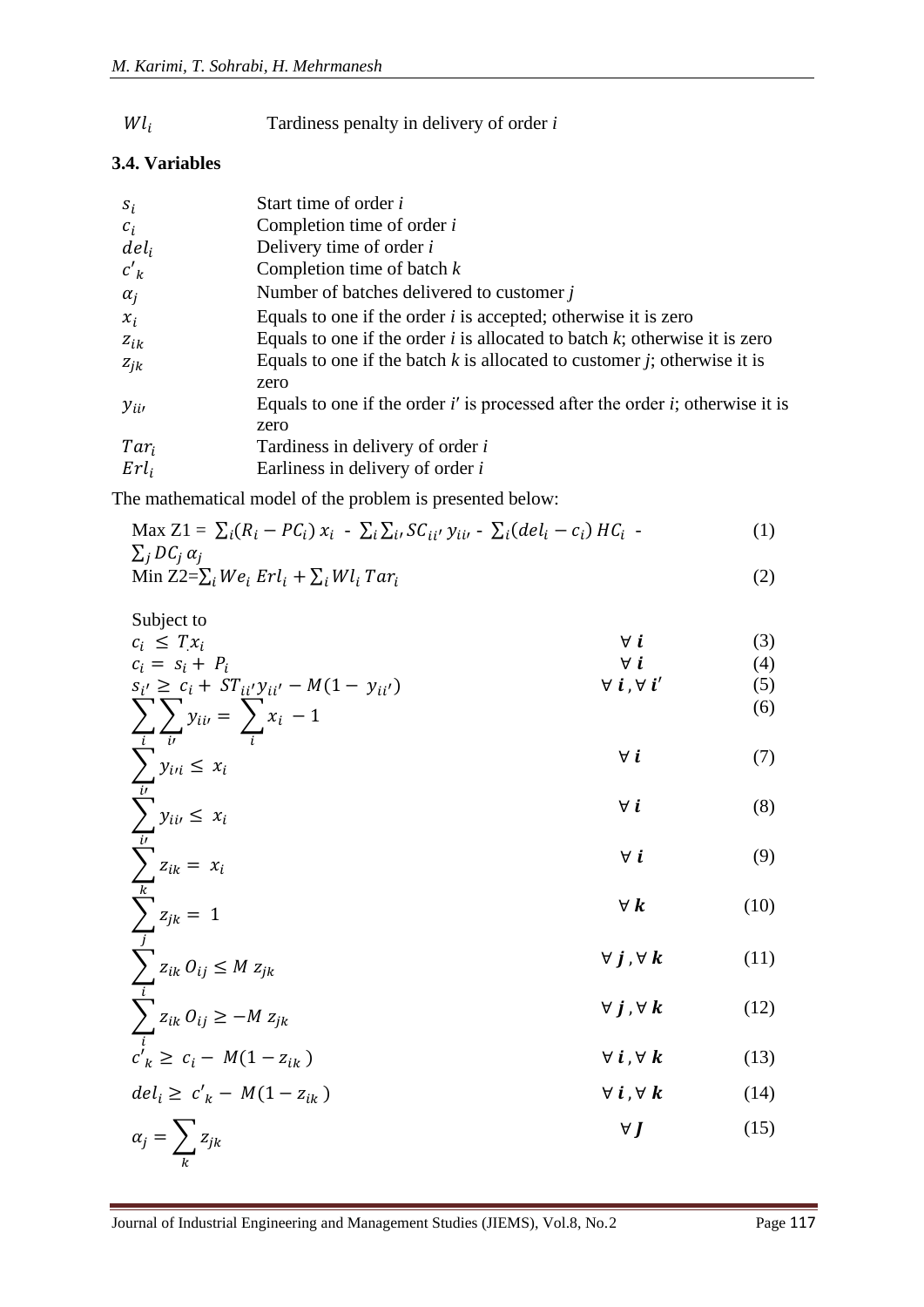$Wl_i$ Tardiness penalty in delivery of order *i*

### 3.4. Variables

| | |
|---|---|
| $s_i$ | Start time of order *i* |
| $c_i$ | Completion time of order *i* |
| $del_i$ | Delivery time of order *i* |
| $c'_k$ | Completion time of batch *k* |
| $\alpha_j$ | Number of batches delivered to customer *j* |
| $x_i$ | Equals to one if the order *i* is accepted; otherwise it is zero |
| $z_{ik}$ | Equals to one if the order *i* is allocated to batch *k*; otherwise it is zero |
| $z_{jk}$ | Equals to one if the batch *k* is allocated to customer *j*; otherwise it is zero |
| $y_{ii'}$ | Equals to one if the order *i′* is processed after the order *i*; otherwise it is zero |
| $Tar_i$ | Tardiness in delivery of order *i* |
| $Erl_i$ | Earliness in delivery of order *i* |

The mathematical model of the problem is presented below:

$$\text{Max Z1} = \sum_i (R_i - PC_i)\, x_i \; - \; \sum_i \sum_{i'} SC_{ii'}\, y_{ii'} \; - \; \sum_i (del_i - c_i)\, HC_i \; - \; \sum_j DC_j\, \alpha_j \qquad (1)$$

$$\text{Min Z2} = \sum_i We_i\, Erl_i + \sum_i Wl_i\, Tar_i \qquad (2)$$

Subject to

$$c_i \le T x_i \qquad \forall\, i \qquad (3)$$

$$c_i = s_i + P_i \qquad \forall\, i \qquad (4)$$

$$s_{i'} \ge c_i + ST_{ii'} y_{ii'} - M(1 - y_{ii'}) \qquad \forall\, i, \forall\, i' \qquad (5)$$

$$\sum_i \sum_{i'} y_{ii'} = \sum_i x_i - 1 \qquad (6)$$

$$\sum_{i'} y_{i'i} \le x_i \qquad \forall\, i \qquad (7)$$

$$\sum_{i'} y_{ii'} \le x_i \qquad \forall\, i \qquad (8)$$

$$\sum_k z_{ik} = x_i \qquad \forall\, i \qquad (9)$$

$$\sum_j z_{jk} = 1 \qquad \forall\, k \qquad (10)$$

$$\sum_i z_{ik}\, O_{ij} \le M\, z_{jk} \qquad \forall\, j, \forall\, k \qquad (11)$$

$$\sum_i z_{ik}\, O_{ij} \ge -M\, z_{jk} \qquad \forall\, j, \forall\, k \qquad (12)$$

$$c'_k \ge c_i - M(1 - z_{ik}) \qquad \forall\, i, \forall\, k \qquad (13)$$

$$del_i \ge c'_k - M(1 - z_{ik}) \qquad \forall\, i, \forall\, k \qquad (14)$$

$$\alpha_j = \sum_k z_{jk} \qquad \forall\, J \qquad (15)$$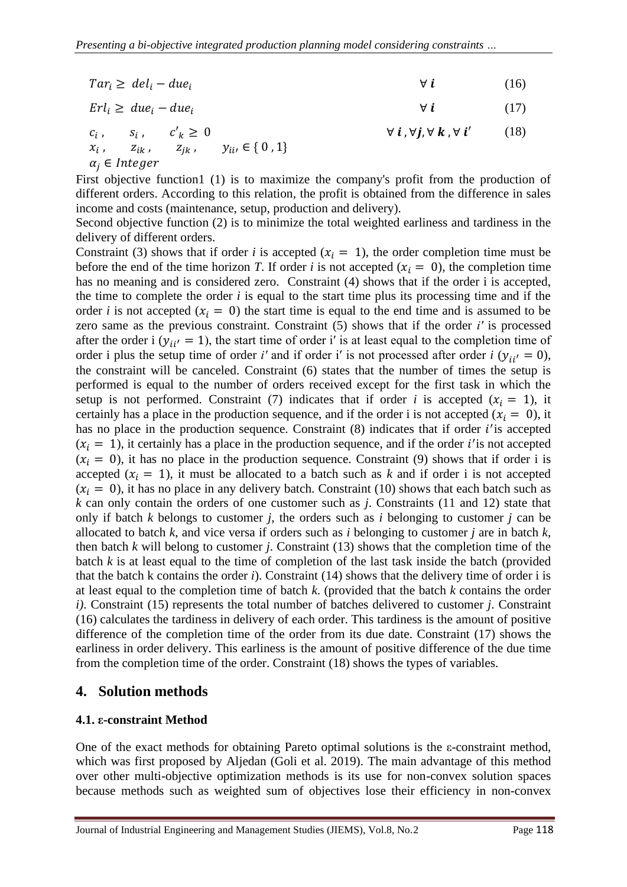$$Tar_i \geq \; del_i - due_i \qquad \forall\, \boldsymbol{i} \qquad (16)$$

$$Erl_i \geq \; due_i - due_i \qquad \forall\, \boldsymbol{i} \qquad (17)$$

$$\begin{array}{l} c_i\,, \quad s_i\,, \quad c'_k \geq 0 \\ x_i\,, \quad z_{ik}\,, \quad z_{jk}\,, \quad y_{ii'} \in \{\,0\,,1\} \\ \alpha_j \in Integer \end{array} \qquad \forall\, \boldsymbol{i}\,, \forall \boldsymbol{j}, \forall\, \boldsymbol{k}\,, \forall\, \boldsymbol{i'} \qquad (18)$$

First objective function1 (1) is to maximize the company's profit from the production of different orders. According to this relation, the profit is obtained from the difference in sales income and costs (maintenance, setup, production and delivery).

Second objective function (2) is to minimize the total weighted earliness and tardiness in the delivery of different orders.

Constraint (3) shows that if order *i* is accepted ($x_i = 1$), the order completion time must be before the end of the time horizon *T*. If order *i* is not accepted ($x_i = 0$), the completion time has no meaning and is considered zero. Constraint (4) shows that if the order i is accepted, the time to complete the order *i* is equal to the start time plus its processing time and if the order *i* is not accepted ($x_i = 0$) the start time is equal to the end time and is assumed to be zero same as the previous constraint. Constraint (5) shows that if the order $i'$ is processed after the order i ($y_{ii'} = 1$), the start time of order i′ is at least equal to the completion time of order i plus the setup time of order $i'$ and if order i′ is not processed after order *i* ($y_{ii'} = 0$), the constraint will be canceled. Constraint (6) states that the number of times the setup is performed is equal to the number of orders received except for the first task in which the setup is not performed. Constraint (7) indicates that if order *i* is accepted ($x_i = 1$), it certainly has a place in the production sequence, and if the order i is not accepted ($x_i = 0$), it has no place in the production sequence. Constraint (8) indicates that if order $i'$is accepted ($x_i = 1$), it certainly has a place in the production sequence, and if the order $i'$is not accepted ($x_i = 0$), it has no place in the production sequence. Constraint (9) shows that if order i is accepted ($x_i = 1$), it must be allocated to a batch such as *k* and if order i is not accepted ($x_i = 0$), it has no place in any delivery batch. Constraint (10) shows that each batch such as *k* can only contain the orders of one customer such as *j*. Constraints (11 and 12) state that only if batch *k* belongs to customer *j*, the orders such as *i* belonging to customer *j* can be allocated to batch *k*, and vice versa if orders such as *i* belonging to customer *j* are in batch *k*, then batch *k* will belong to customer *j*. Constraint (13) shows that the completion time of the batch *k* is at least equal to the time of completion of the last task inside the batch (provided that the batch k contains the order *i*). Constraint (14) shows that the delivery time of order i is at least equal to the completion time of batch *k.* (provided that the batch *k* contains the order *i)*. Constraint (15) represents the total number of batches delivered to customer *j*. Constraint (16) calculates the tardiness in delivery of each order. This tardiness is the amount of positive difference of the completion time of the order from its due date. Constraint (17) shows the earliness in order delivery. This earliness is the amount of positive difference of the due time from the completion time of the order. Constraint (18) shows the types of variables.

## 4. Solution methods

### 4.1. ε-constraint Method

One of the exact methods for obtaining Pareto optimal solutions is the ε-constraint method, which was first proposed by Aljedan (Goli et al. 2019). The main advantage of this method over other multi-objective optimization methods is its use for non-convex solution spaces because methods such as weighted sum of objectives lose their efficiency in non-convex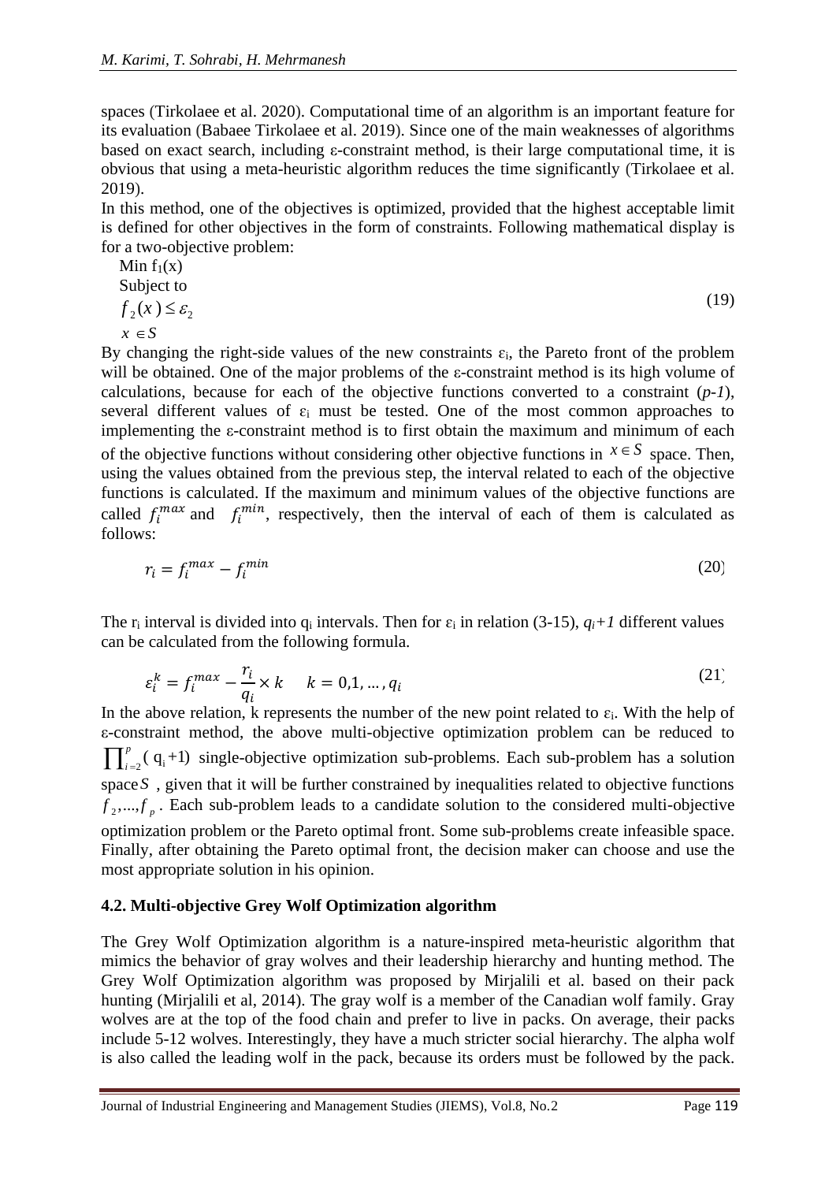spaces (Tirkolaee et al. 2020). Computational time of an algorithm is an important feature for its evaluation (Babaee Tirkolaee et al. 2019). Since one of the main weaknesses of algorithms based on exact search, including ε-constraint method, is their large computational time, it is obvious that using a meta-heuristic algorithm reduces the time significantly (Tirkolaee et al. 2019).

In this method, one of the objectives is optimized, provided that the highest acceptable limit is defined for other objectives in the form of constraints. Following mathematical display is for a two-objective problem:

$$
\begin{aligned}
&\text{Min } f_1(x)\\
&\text{Subject to}\\
&f_2(x) \le \varepsilon_2\\
&x \in S
\end{aligned}
\tag{19}
$$

By changing the right-side values of the new constraints $\varepsilon_i$, the Pareto front of the problem will be obtained. One of the major problems of the ε-constraint method is its high volume of calculations, because for each of the objective functions converted to a constraint (*p-1*), several different values of $\varepsilon_i$ must be tested. One of the most common approaches to implementing the ε-constraint method is to first obtain the maximum and minimum of each of the objective functions without considering other objective functions in $x \in S$ space. Then, using the values obtained from the previous step, the interval related to each of the objective functions is calculated. If the maximum and minimum values of the objective functions are called $f_i^{max}$ and $f_i^{min}$, respectively, then the interval of each of them is calculated as follows:

$$
r_i = f_i^{max} - f_i^{min} \tag{20}
$$

The $r_i$ interval is divided into $q_i$ intervals. Then for $\varepsilon_i$ in relation (3-15), $q_i+1$ different values can be calculated from the following formula.

$$
\varepsilon_i^k = f_i^{max} - \frac{r_i}{q_i} \times k \qquad k = 0,1,\ldots,q_i \tag{21}
$$

In the above relation, k represents the number of the new point related to $\varepsilon_i$. With the help of ε-constraint method, the above multi-objective optimization problem can be reduced to $\prod_{i=2}^{p}(q_i+1)$ single-objective optimization sub-problems. Each sub-problem has a solution space $S$ , given that it will be further constrained by inequalities related to objective functions $f_2,\ldots,f_p$ . Each sub-problem leads to a candidate solution to the considered multi-objective optimization problem or the Pareto optimal front. Some sub-problems create infeasible space. Finally, after obtaining the Pareto optimal front, the decision maker can choose and use the most appropriate solution in his opinion.

### 4.2. Multi-objective Grey Wolf Optimization algorithm

The Grey Wolf Optimization algorithm is a nature-inspired meta-heuristic algorithm that mimics the behavior of gray wolves and their leadership hierarchy and hunting method. The Grey Wolf Optimization algorithm was proposed by Mirjalili et al. based on their pack hunting (Mirjalili et al, 2014). The gray wolf is a member of the Canadian wolf family. Gray wolves are at the top of the food chain and prefer to live in packs. On average, their packs include 5-12 wolves. Interestingly, they have a much stricter social hierarchy. The alpha wolf is also called the leading wolf in the pack, because its orders must be followed by the pack.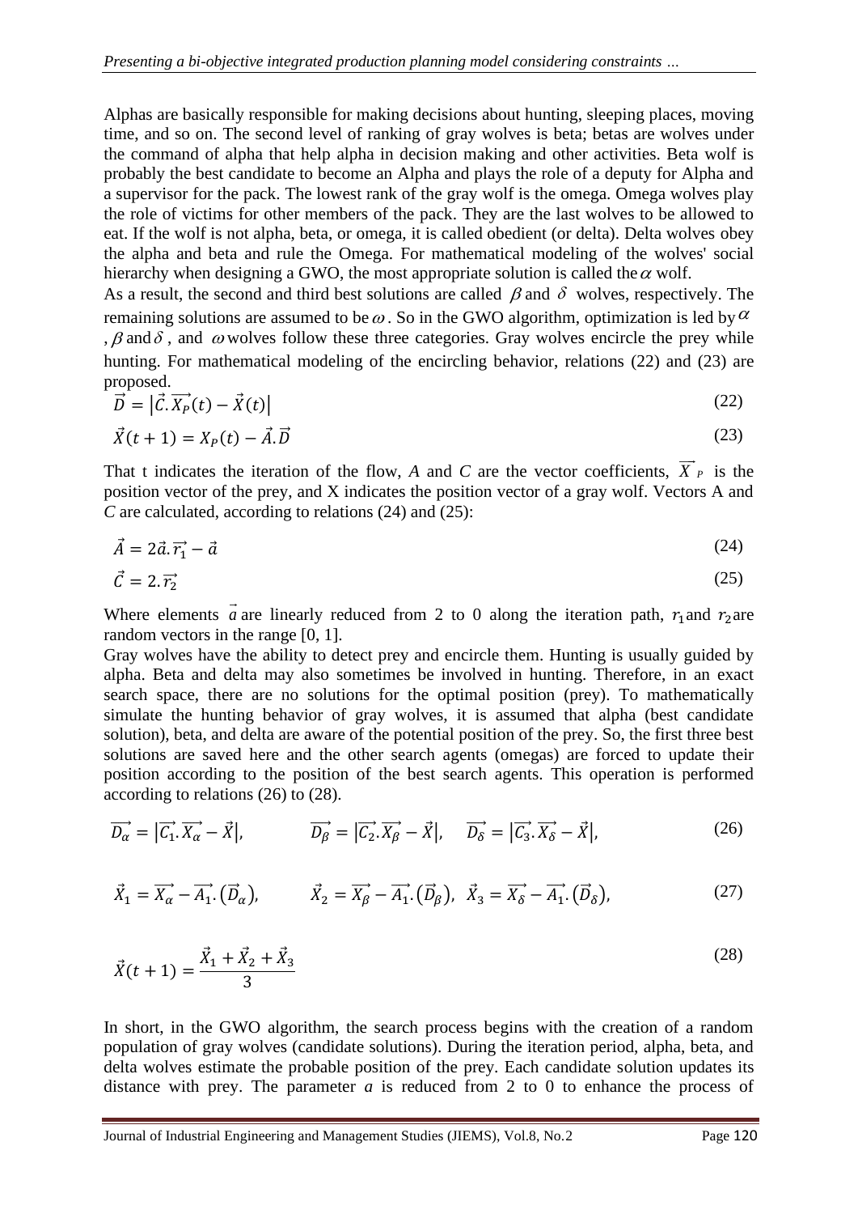Alphas are basically responsible for making decisions about hunting, sleeping places, moving time, and so on. The second level of ranking of gray wolves is beta; betas are wolves under the command of alpha that help alpha in decision making and other activities. Beta wolf is probably the best candidate to become an Alpha and plays the role of a deputy for Alpha and a supervisor for the pack. The lowest rank of the gray wolf is the omega. Omega wolves play the role of victims for other members of the pack. They are the last wolves to be allowed to eat. If the wolf is not alpha, beta, or omega, it is called obedient (or delta). Delta wolves obey the alpha and beta and rule the Omega. For mathematical modeling of the wolves' social hierarchy when designing a GWO, the most appropriate solution is called the $\alpha$ wolf.

As a result, the second and third best solutions are called $\beta$ and $\delta$ wolves, respectively. The remaining solutions are assumed to be $\omega$. So in the GWO algorithm, optimization is led by $\alpha$, $\beta$ and $\delta$, and $\omega$ wolves follow these three categories. Gray wolves encircle the prey while hunting. For mathematical modeling of the encircling behavior, relations (22) and (23) are proposed.

$$\vec{D} = \left|\vec{C}.\overrightarrow{X_P}(t) - \vec{X}(t)\right| \tag{22}$$

$$\vec{X}(t+1) = X_P(t) - \vec{A}.\vec{D} \tag{23}$$

That t indicates the iteration of the flow, *A* and *C* are the vector coefficients, $\vec{X}_P$ is the position vector of the prey, and X indicates the position vector of a gray wolf. Vectors A and *C* are calculated, according to relations (24) and (25):

$$\vec{A} = 2\vec{a}.\vec{r_1} - \vec{a} \tag{24}$$

$$\vec{C} = 2.\vec{r_2} \tag{25}$$

Where elements $\vec{a}$ are linearly reduced from 2 to 0 along the iteration path, $r_1$ and $r_2$ are random vectors in the range [0, 1].

Gray wolves have the ability to detect prey and encircle them. Hunting is usually guided by alpha. Beta and delta may also sometimes be involved in hunting. Therefore, in an exact search space, there are no solutions for the optimal position (prey). To mathematically simulate the hunting behavior of gray wolves, it is assumed that alpha (best candidate solution), beta, and delta are aware of the potential position of the prey. So, the first three best solutions are saved here and the other search agents (omegas) are forced to update their position according to the position of the best search agents. This operation is performed according to relations (26) to (28).

$$\overrightarrow{D_\alpha} = \left|\overrightarrow{C_1}.\overrightarrow{X_\alpha} - \vec{X}\right|, \qquad \overrightarrow{D_\beta} = \left|\overrightarrow{C_2}.\overrightarrow{X_\beta} - \vec{X}\right|, \quad \overrightarrow{D_\delta} = \left|\overrightarrow{C_3}.\overrightarrow{X_\delta} - \vec{X}\right|, \tag{26}$$

$$\vec{X}_1 = \overrightarrow{X_\alpha} - \overrightarrow{A_1}.\left(\vec{D}_\alpha\right), \qquad \vec{X}_2 = \overrightarrow{X_\beta} - \overrightarrow{A_1}.\left(\vec{D}_\beta\right), \quad \vec{X}_3 = \overrightarrow{X_\delta} - \overrightarrow{A_1}.\left(\vec{D}_\delta\right), \tag{27}$$

$$\vec{X}(t+1) = \frac{\vec{X}_1 + \vec{X}_2 + \vec{X}_3}{3} \tag{28}$$

In short, in the GWO algorithm, the search process begins with the creation of a random population of gray wolves (candidate solutions). During the iteration period, alpha, beta, and delta wolves estimate the probable position of the prey. Each candidate solution updates its distance with prey. The parameter *a* is reduced from 2 to 0 to enhance the process of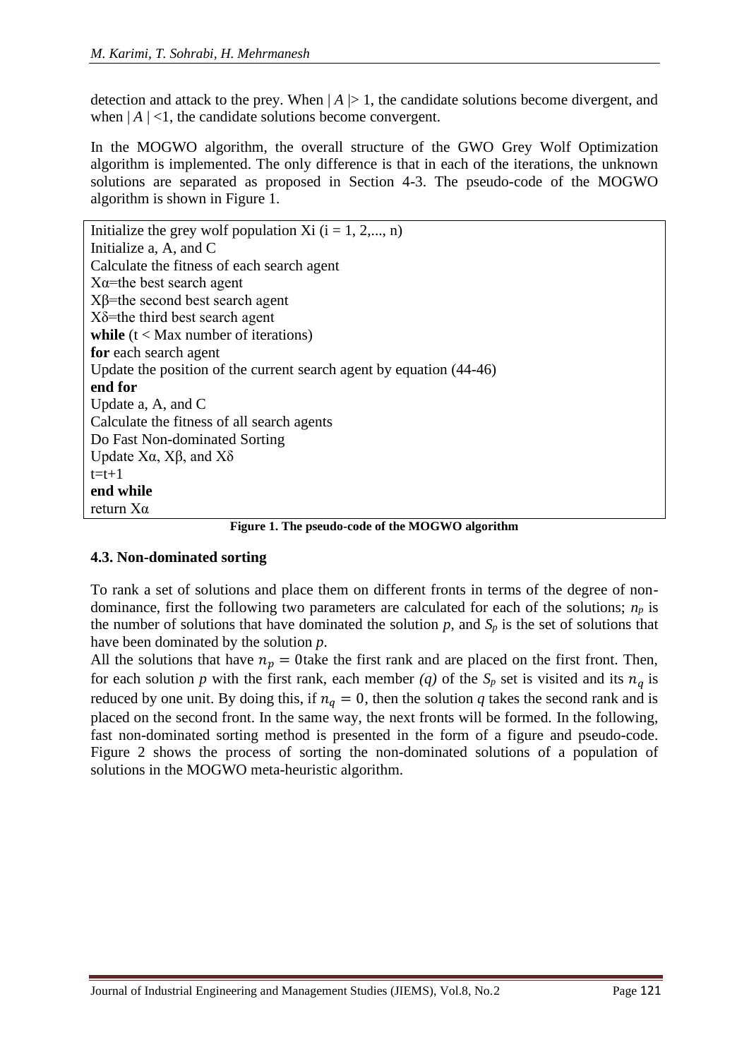detection and attack to the prey. When $|A| > 1$, the candidate solutions become divergent, and when $|A| < 1$, the candidate solutions become convergent.

In the MOGWO algorithm, the overall structure of the GWO Grey Wolf Optimization algorithm is implemented. The only difference is that in each of the iterations, the unknown solutions are separated as proposed in Section 4-3. The pseudo-code of the MOGWO algorithm is shown in Figure 1.

```
Initialize the grey wolf population Xi (i = 1, 2,..., n)
Initialize a, A, and C
Calculate the fitness of each search agent
Xα=the best search agent
Xβ=the second best search agent
Xδ=the third best search agent
while (t < Max number of iterations)
for each search agent
Update the position of the current search agent by equation (44-46)
end for
Update a, A, and C
Calculate the fitness of all search agents
Do Fast Non-dominated Sorting
Update Xα, Xβ, and Xδ
t=t+1
end while
return Xα
```

**Figure 1. The pseudo-code of the MOGWO algorithm**

### 4.3. Non-dominated sorting

To rank a set of solutions and place them on different fronts in terms of the degree of non-dominance, first the following two parameters are calculated for each of the solutions; $n_p$ is the number of solutions that have dominated the solution $p$, and $S_p$ is the set of solutions that have been dominated by the solution $p$.

All the solutions that have $n_p = 0$take the first rank and are placed on the first front. Then, for each solution $p$ with the first rank, each member *(q)* of the $S_p$ set is visited and its $n_q$ is reduced by one unit. By doing this, if $n_q = 0$, then the solution $q$ takes the second rank and is placed on the second front. In the same way, the next fronts will be formed. In the following, fast non-dominated sorting method is presented in the form of a figure and pseudo-code. Figure 2 shows the process of sorting the non-dominated solutions of a population of solutions in the MOGWO meta-heuristic algorithm.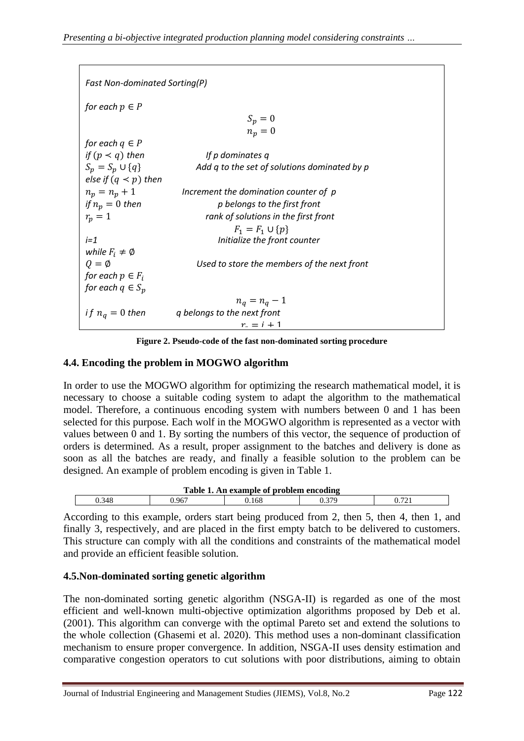```
Fast Non-dominated Sorting(P)

for each p ∈ P
                                    S_p = 0
                                    n_p = 0
for each q ∈ P
if (p ≺ q) then              If p dominates q
S_p = S_p ∪ {q}              Add q to the set of solutions dominated by p
else if (q ≺ p) then
n_p = n_p + 1                Increment the domination counter of p
if n_p = 0 then              p belongs to the first front
r_p = 1                      rank of solutions in the first front
                                    F_1 = F_1 ∪ {p}
i=1                          Initialize the front counter
while F_i ≠ ∅
Q = ∅                        Used to store the members of the next front
for each p ∈ F_i
for each q ∈ S_p
                                    n_q = n_q − 1
if n_q = 0 then              q belongs to the next front
                                    r_q = i + 1
```

**Figure 2. Pseudo-code of the fast non-dominated sorting procedure**

### 4.4. Encoding the problem in MOGWO algorithm

In order to use the MOGWO algorithm for optimizing the research mathematical model, it is necessary to choose a suitable coding system to adapt the algorithm to the mathematical model. Therefore, a continuous encoding system with numbers between 0 and 1 has been selected for this purpose. Each wolf in the MOGWO algorithm is represented as a vector with values between 0 and 1. By sorting the numbers of this vector, the sequence of production of orders is determined. As a result, proper assignment to the batches and delivery is done as soon as all the batches are ready, and finally a feasible solution to the problem can be designed. An example of problem encoding is given in Table 1.

**Table 1. An example of problem encoding**

| 0.348 | 0.967 | 0.168 | 0.379 | 0.721 |
|---|---|---|---|---|

According to this example, orders start being produced from 2, then 5, then 4, then 1, and finally 3, respectively, and are placed in the first empty batch to be delivered to customers. This structure can comply with all the conditions and constraints of the mathematical model and provide an efficient feasible solution.

### 4.5.Non-dominated sorting genetic algorithm

The non-dominated sorting genetic algorithm (NSGA-II) is regarded as one of the most efficient and well-known multi-objective optimization algorithms proposed by Deb et al. (2001). This algorithm can converge with the optimal Pareto set and extend the solutions to the whole collection (Ghasemi et al. 2020). This method uses a non-dominant classification mechanism to ensure proper convergence. In addition, NSGA-II uses density estimation and comparative congestion operators to cut solutions with poor distributions, aiming to obtain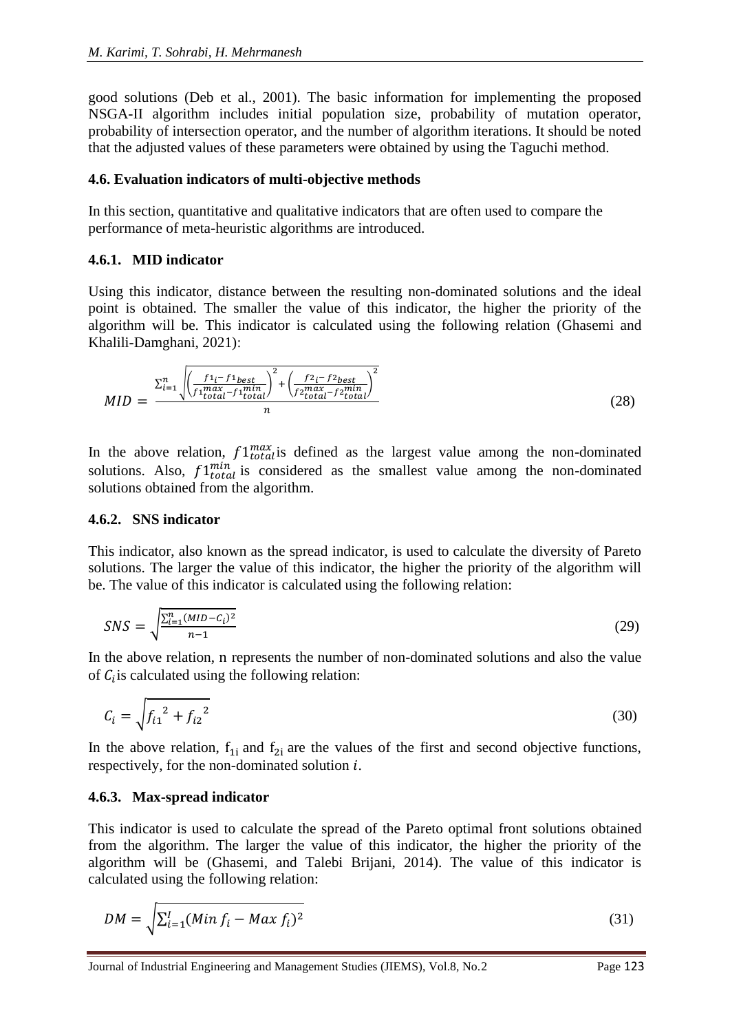good solutions (Deb et al., 2001). The basic information for implementing the proposed NSGA-II algorithm includes initial population size, probability of mutation operator, probability of intersection operator, and the number of algorithm iterations. It should be noted that the adjusted values of these parameters were obtained by using the Taguchi method.

### 4.6. Evaluation indicators of multi-objective methods

In this section, quantitative and qualitative indicators that are often used to compare the performance of meta-heuristic algorithms are introduced.

#### 4.6.1. MID indicator

Using this indicator, distance between the resulting non-dominated solutions and the ideal point is obtained. The smaller the value of this indicator, the higher the priority of the algorithm will be. This indicator is calculated using the following relation (Ghasemi and Khalili-Damghani, 2021):

$$MID = \frac{\sum_{i=1}^{n} \sqrt{\left(\frac{f1_i - f1_{best}}{f1_{total}^{max} - f1_{total}^{min}}\right)^2 + \left(\frac{f2_i - f2_{best}}{f2_{total}^{max} - f2_{total}^{min}}\right)^2}}{n} \tag{28}$$

In the above relation, $f1_{total}^{max}$ is defined as the largest value among the non-dominated solutions. Also, $f1_{total}^{min}$ is considered as the smallest value among the non-dominated solutions obtained from the algorithm.

#### 4.6.2. SNS indicator

This indicator, also known as the spread indicator, is used to calculate the diversity of Pareto solutions. The larger the value of this indicator, the higher the priority of the algorithm will be. The value of this indicator is calculated using the following relation:

$$SNS = \sqrt{\frac{\sum_{i=1}^{n}(MID - C_i)^2}{n-1}} \tag{29}$$

In the above relation, n represents the number of non-dominated solutions and also the value of $C_i$ is calculated using the following relation:

$$C_i = \sqrt{{f_{i1}}^2 + {f_{i2}}^2} \tag{30}$$

In the above relation, $f_{1i}$ and $f_{2i}$ are the values of the first and second objective functions, respectively, for the non-dominated solution $i$.

#### 4.6.3. Max-spread indicator

This indicator is used to calculate the spread of the Pareto optimal front solutions obtained from the algorithm. The larger the value of this indicator, the higher the priority of the algorithm will be (Ghasemi, and Talebi Brijani, 2014). The value of this indicator is calculated using the following relation:

$$DM = \sqrt{\sum_{i=1}^{I}(Min\ f_i - Max\ f_i)^2} \tag{31}$$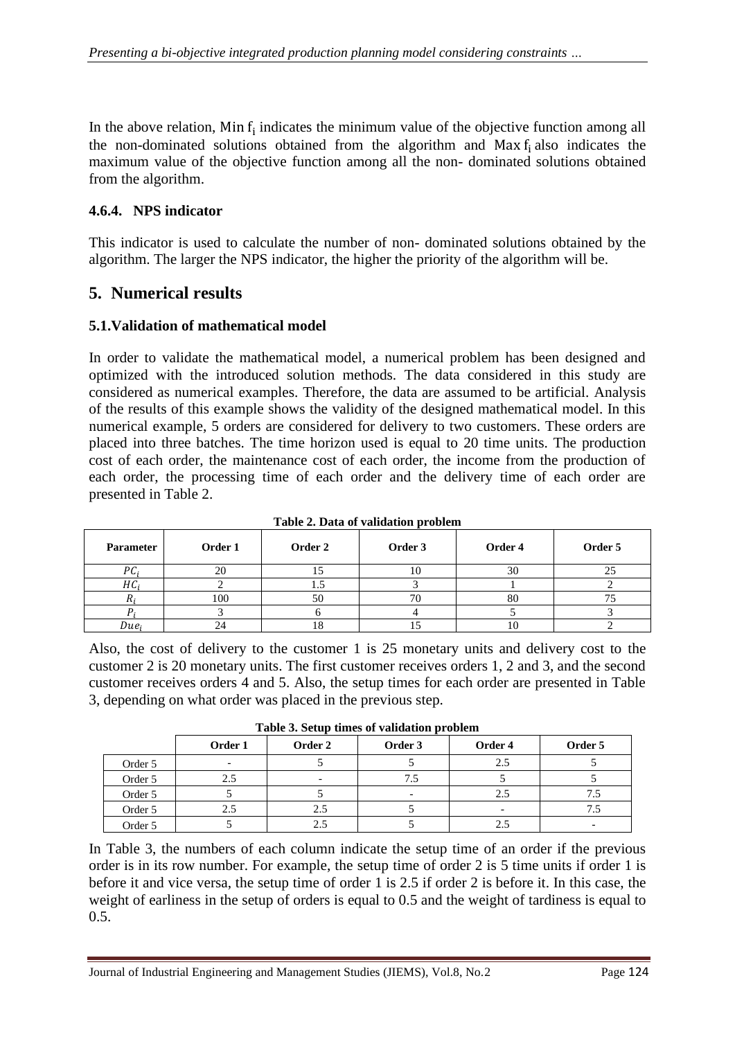In the above relation, $\text{Min}\, f_i$ indicates the minimum value of the objective function among all the non-dominated solutions obtained from the algorithm and $\text{Max}\, f_i$ also indicates the maximum value of the objective function among all the non- dominated solutions obtained from the algorithm.

### 4.6.4. NPS indicator

This indicator is used to calculate the number of non- dominated solutions obtained by the algorithm. The larger the NPS indicator, the higher the priority of the algorithm will be.

## 5. Numerical results

### 5.1.Validation of mathematical model

In order to validate the mathematical model, a numerical problem has been designed and optimized with the introduced solution methods. The data considered in this study are considered as numerical examples. Therefore, the data are assumed to be artificial. Analysis of the results of this example shows the validity of the designed mathematical model. In this numerical example, 5 orders are considered for delivery to two customers. These orders are placed into three batches. The time horizon used is equal to 20 time units. The production cost of each order, the maintenance cost of each order, the income from the production of each order, the processing time of each order and the delivery time of each order are presented in Table 2.

**Table 2. Data of validation problem**

| Parameter | Order 1 | Order 2 | Order 3 | Order 4 | Order 5 |
|---|---|---|---|---|---|
| $PC_i$ | 20 | 15 | 10 | 30 | 25 |
| $HC_i$ | 2 | 1.5 | 3 | 1 | 2 |
| $R_i$ | 100 | 50 | 70 | 80 | 75 |
| $P_i$ | 3 | 6 | 4 | 5 | 3 |
| $Due_i$ | 24 | 18 | 15 | 10 | 2 |

Also, the cost of delivery to the customer 1 is 25 monetary units and delivery cost to the customer 2 is 20 monetary units. The first customer receives orders 1, 2 and 3, and the second customer receives orders 4 and 5. Also, the setup times for each order are presented in Table 3, depending on what order was placed in the previous step.

**Table 3. Setup times of validation problem**

| | Order 1 | Order 2 | Order 3 | Order 4 | Order 5 |
|---|---|---|---|---|---|
| Order 5 | - | 5 | 5 | 2.5 | 5 |
| Order 5 | 2.5 | - | 7.5 | 5 | 5 |
| Order 5 | 5 | 5 | - | 2.5 | 7.5 |
| Order 5 | 2.5 | 2.5 | 5 | - | 7.5 |
| Order 5 | 5 | 2.5 | 5 | 2.5 | - |

In Table 3, the numbers of each column indicate the setup time of an order if the previous order is in its row number. For example, the setup time of order 2 is 5 time units if order 1 is before it and vice versa, the setup time of order 1 is 2.5 if order 2 is before it. In this case, the weight of earliness in the setup of orders is equal to 0.5 and the weight of tardiness is equal to 0.5.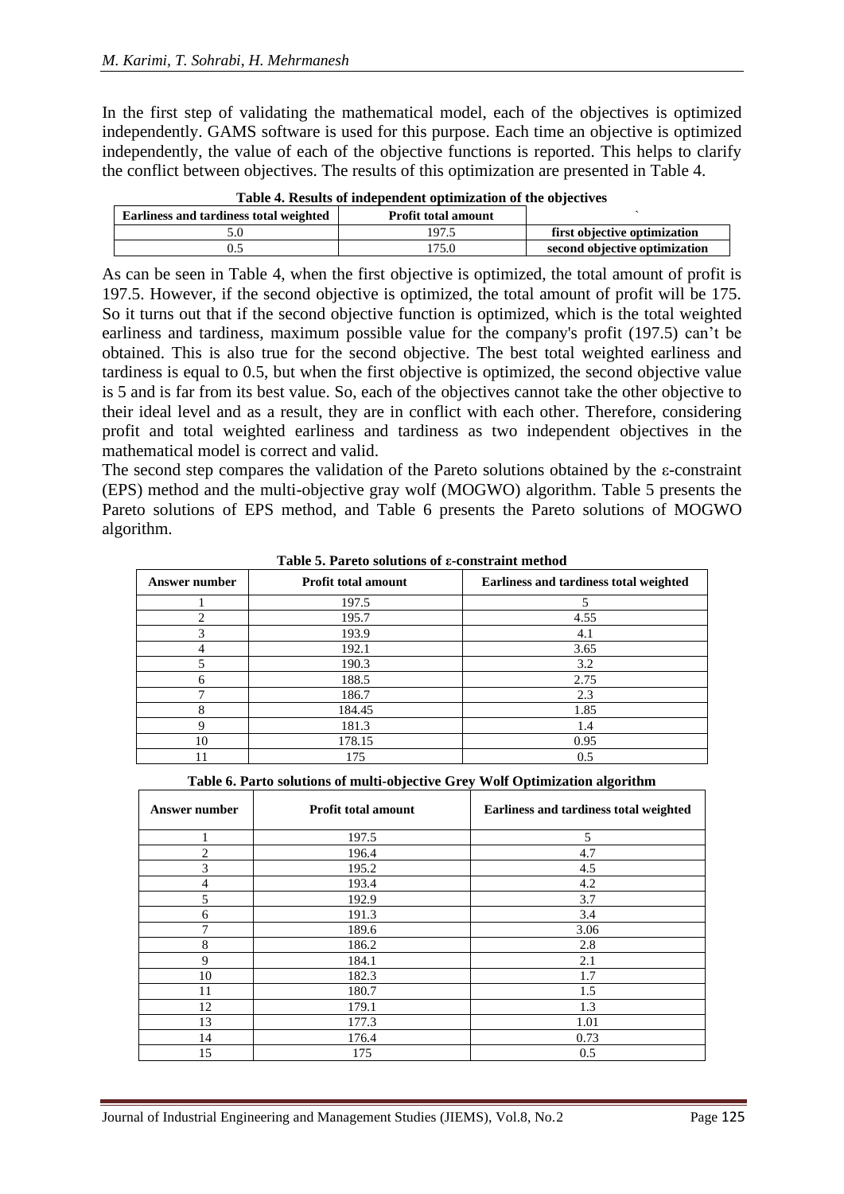In the first step of validating the mathematical model, each of the objectives is optimized independently. GAMS software is used for this purpose. Each time an objective is optimized independently, the value of each of the objective functions is reported. This helps to clarify the conflict between objectives. The results of this optimization are presented in Table 4.

**Table 4. Results of independent optimization of the objectives**

| Earliness and tardiness total weighted | Profit total amount | ` |
|---|---|---|
| 5.0 | 197.5 | **first objective optimization** |
| 0.5 | 175.0 | **second objective optimization** |

As can be seen in Table 4, when the first objective is optimized, the total amount of profit is 197.5. However, if the second objective is optimized, the total amount of profit will be 175. So it turns out that if the second objective function is optimized, which is the total weighted earliness and tardiness, maximum possible value for the company's profit (197.5) can't be obtained. This is also true for the second objective. The best total weighted earliness and tardiness is equal to 0.5, but when the first objective is optimized, the second objective value is 5 and is far from its best value. So, each of the objectives cannot take the other objective to their ideal level and as a result, they are in conflict with each other. Therefore, considering profit and total weighted earliness and tardiness as two independent objectives in the mathematical model is correct and valid.

The second step compares the validation of the Pareto solutions obtained by the ε-constraint (EPS) method and the multi-objective gray wolf (MOGWO) algorithm. Table 5 presents the Pareto solutions of EPS method, and Table 6 presents the Pareto solutions of MOGWO algorithm.

**Table 5. Pareto solutions of ε-constraint method**

| Answer number | Profit total amount | Earliness and tardiness total weighted |
|---|---|---|
| 1 | 197.5 | 5 |
| 2 | 195.7 | 4.55 |
| 3 | 193.9 | 4.1 |
| 4 | 192.1 | 3.65 |
| 5 | 190.3 | 3.2 |
| 6 | 188.5 | 2.75 |
| 7 | 186.7 | 2.3 |
| 8 | 184.45 | 1.85 |
| 9 | 181.3 | 1.4 |
| 10 | 178.15 | 0.95 |
| 11 | 175 | 0.5 |

**Table 6. Parto solutions of multi-objective Grey Wolf Optimization algorithm**

| Answer number | Profit total amount | Earliness and tardiness total weighted |
|---|---|---|
| 1 | 197.5 | 5 |
| 2 | 196.4 | 4.7 |
| 3 | 195.2 | 4.5 |
| 4 | 193.4 | 4.2 |
| 5 | 192.9 | 3.7 |
| 6 | 191.3 | 3.4 |
| 7 | 189.6 | 3.06 |
| 8 | 186.2 | 2.8 |
| 9 | 184.1 | 2.1 |
| 10 | 182.3 | 1.7 |
| 11 | 180.7 | 1.5 |
| 12 | 179.1 | 1.3 |
| 13 | 177.3 | 1.01 |
| 14 | 176.4 | 0.73 |
| 15 | 175 | 0.5 |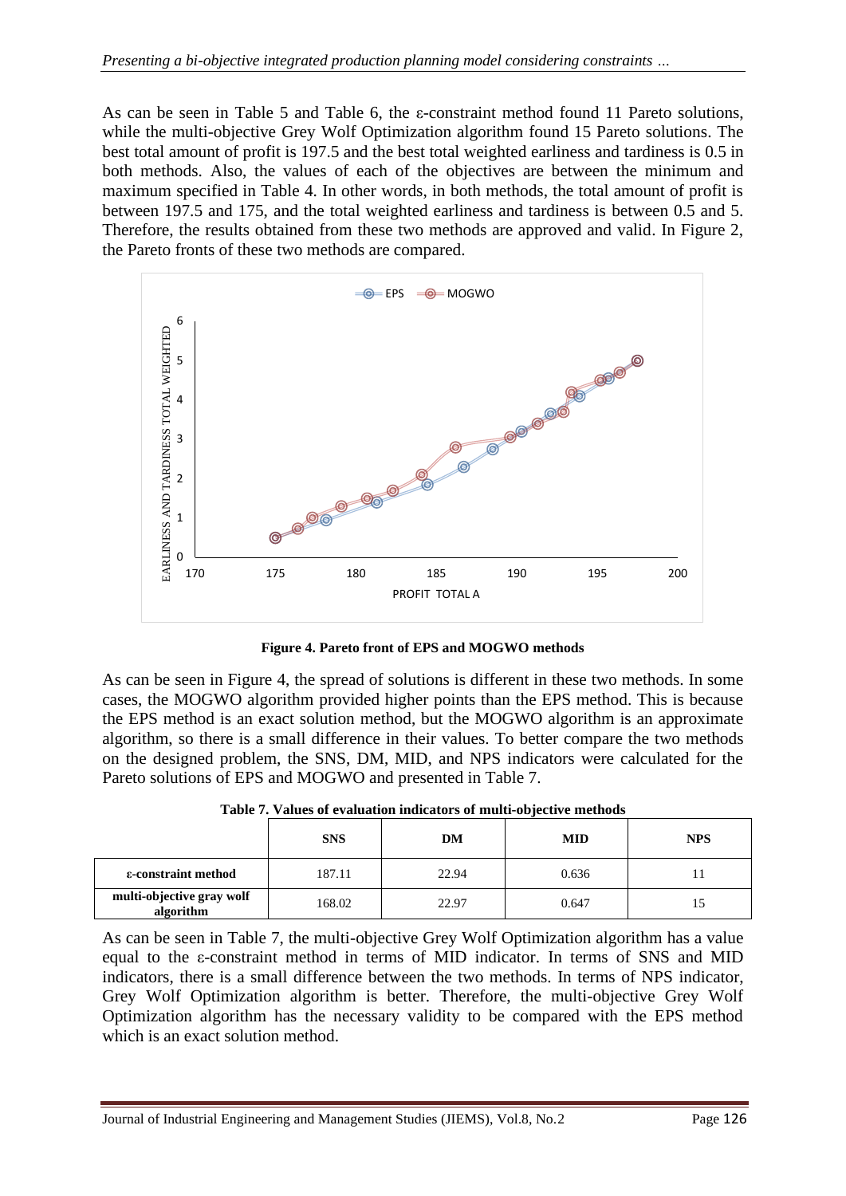As can be seen in Table 5 and Table 6, the ε-constraint method found 11 Pareto solutions, while the multi-objective Grey Wolf Optimization algorithm found 15 Pareto solutions. The best total amount of profit is 197.5 and the best total weighted earliness and tardiness is 0.5 in both methods. Also, the values of each of the objectives are between the minimum and maximum specified in Table 4. In other words, in both methods, the total amount of profit is between 197.5 and 175, and the total weighted earliness and tardiness is between 0.5 and 5. Therefore, the results obtained from these two methods are approved and valid. In Figure 2, the Pareto fronts of these two methods are compared.

**Figure 4. Pareto front of EPS and MOGWO methods**

As can be seen in Figure 4, the spread of solutions is different in these two methods. In some cases, the MOGWO algorithm provided higher points than the EPS method. This is because the EPS method is an exact solution method, but the MOGWO algorithm is an approximate algorithm, so there is a small difference in their values. To better compare the two methods on the designed problem, the SNS, DM, MID, and NPS indicators were calculated for the Pareto solutions of EPS and MOGWO and presented in Table 7.

**Table 7. Values of evaluation indicators of multi-objective methods**

| | SNS | DM | MID | NPS |
|---|---|---|---|---|
| ε-constraint method | 187.11 | 22.94 | 0.636 | 11 |
| multi-objective gray wolf algorithm | 168.02 | 22.97 | 0.647 | 15 |

As can be seen in Table 7, the multi-objective Grey Wolf Optimization algorithm has a value equal to the ε-constraint method in terms of MID indicator. In terms of SNS and MID indicators, there is a small difference between the two methods. In terms of NPS indicator, Grey Wolf Optimization algorithm is better. Therefore, the multi-objective Grey Wolf Optimization algorithm has the necessary validity to be compared with the EPS method which is an exact solution method.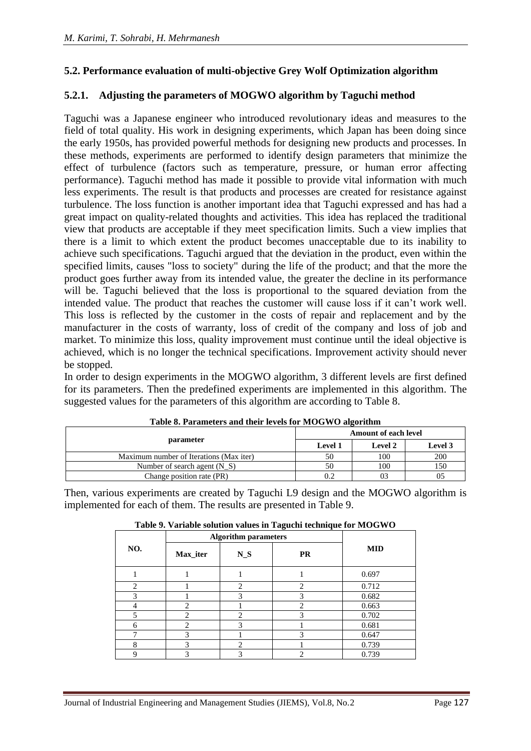## 5.2. Performance evaluation of multi-objective Grey Wolf Optimization algorithm

### 5.2.1. Adjusting the parameters of MOGWO algorithm by Taguchi method

Taguchi was a Japanese engineer who introduced revolutionary ideas and measures to the field of total quality. His work in designing experiments, which Japan has been doing since the early 1950s, has provided powerful methods for designing new products and processes. In these methods, experiments are performed to identify design parameters that minimize the effect of turbulence (factors such as temperature, pressure, or human error affecting performance). Taguchi method has made it possible to provide vital information with much less experiments. The result is that products and processes are created for resistance against turbulence. The loss function is another important idea that Taguchi expressed and has had a great impact on quality-related thoughts and activities. This idea has replaced the traditional view that products are acceptable if they meet specification limits. Such a view implies that there is a limit to which extent the product becomes unacceptable due to its inability to achieve such specifications. Taguchi argued that the deviation in the product, even within the specified limits, causes "loss to society" during the life of the product; and that the more the product goes further away from its intended value, the greater the decline in its performance will be. Taguchi believed that the loss is proportional to the squared deviation from the intended value. The product that reaches the customer will cause loss if it can't work well. This loss is reflected by the customer in the costs of repair and replacement and by the manufacturer in the costs of warranty, loss of credit of the company and loss of job and market. To minimize this loss, quality improvement must continue until the ideal objective is achieved, which is no longer the technical specifications. Improvement activity should never be stopped.

In order to design experiments in the MOGWO algorithm, 3 different levels are first defined for its parameters. Then the predefined experiments are implemented in this algorithm. The suggested values for the parameters of this algorithm are according to Table 8.

**Table 8. Parameters and their levels for MOGWO algorithm**

| parameter | Amount of each level | | |
|---|---|---|---|
| | **Level 1** | **Level 2** | **Level 3** |
| Maximum number of Iterations (Max iter) | 50 | 100 | 200 |
| Number of search agent (N_S) | 50 | 100 | 150 |
| Change position rate (PR) | 0.2 | 03 | 05 |

Then, various experiments are created by Taguchi L9 design and the MOGWO algorithm is implemented for each of them. The results are presented in Table 9.

**Table 9. Variable solution values in Taguchi technique for MOGWO**

| NO. | Algorithm parameters | | | MID |
|---|---|---|---|---|
| | **Max_iter** | **N_S** | **PR** | |
| 1 | 1 | 1 | 1 | 0.697 |
| 2 | 1 | 2 | 2 | 0.712 |
| 3 | 1 | 3 | 3 | 0.682 |
| 4 | 2 | 1 | 2 | 0.663 |
| 5 | 2 | 2 | 3 | 0.702 |
| 6 | 2 | 3 | 1 | 0.681 |
| 7 | 3 | 1 | 3 | 0.647 |
| 8 | 3 | 2 | 1 | 0.739 |
| 9 | 3 | 3 | 2 | 0.739 |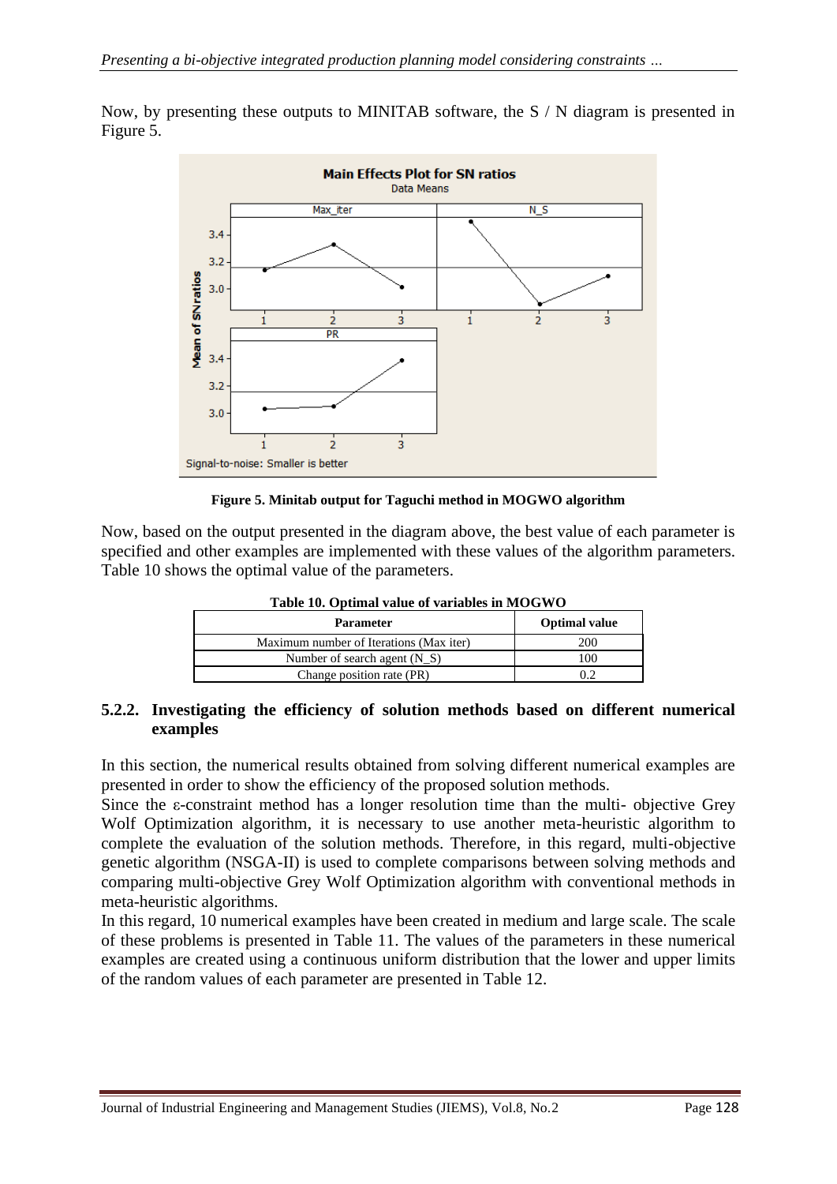Now, by presenting these outputs to MINITAB software, the S / N diagram is presented in Figure 5.

**Figure 5. Minitab output for Taguchi method in MOGWO algorithm**

Now, based on the output presented in the diagram above, the best value of each parameter is specified and other examples are implemented with these values of the algorithm parameters. Table 10 shows the optimal value of the parameters.

**Table 10. Optimal value of variables in MOGWO**

| Parameter | Optimal value |
|---|---|
| Maximum number of Iterations (Max iter) | 200 |
| Number of search agent (N_S) | 100 |
| Change position rate (PR) | 0.2 |

#### 5.2.2. Investigating the efficiency of solution methods based on different numerical examples

In this section, the numerical results obtained from solving different numerical examples are presented in order to show the efficiency of the proposed solution methods.

Since the ε-constraint method has a longer resolution time than the multi- objective Grey Wolf Optimization algorithm, it is necessary to use another meta-heuristic algorithm to complete the evaluation of the solution methods. Therefore, in this regard, multi-objective genetic algorithm (NSGA-II) is used to complete comparisons between solving methods and comparing multi-objective Grey Wolf Optimization algorithm with conventional methods in meta-heuristic algorithms.

In this regard, 10 numerical examples have been created in medium and large scale. The scale of these problems is presented in Table 11. The values of the parameters in these numerical examples are created using a continuous uniform distribution that the lower and upper limits of the random values of each parameter are presented in Table 12.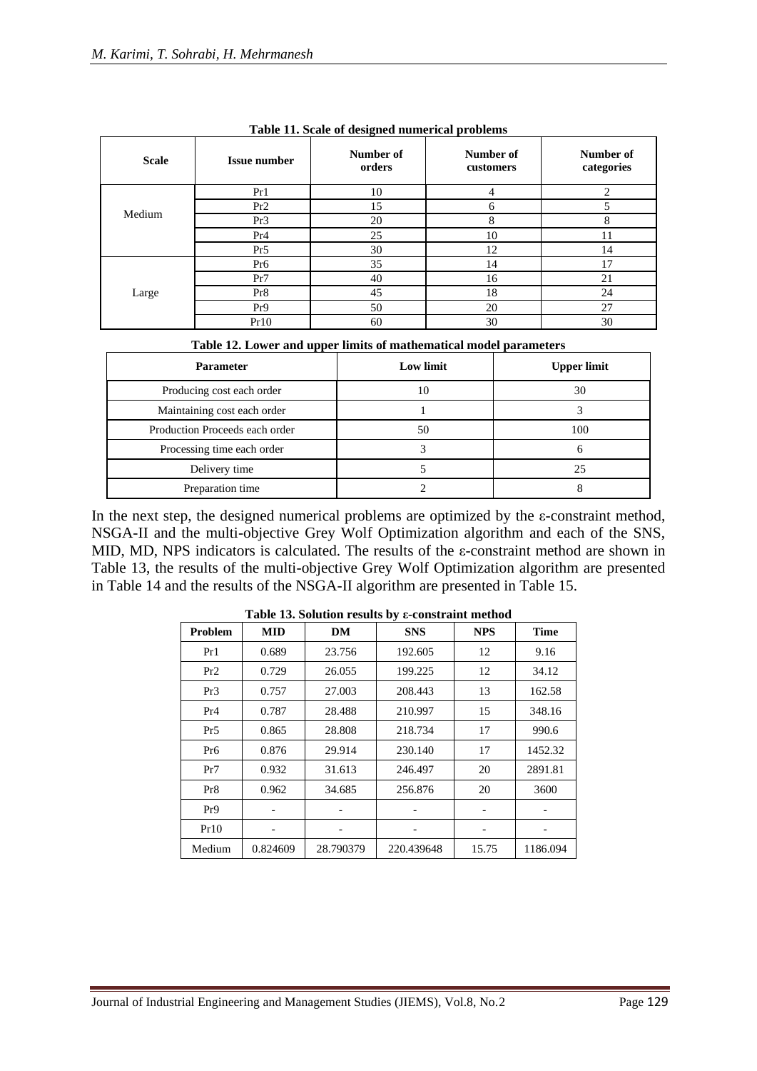**Table 11. Scale of designed numerical problems**

| Scale | Issue number | Number of orders | Number of customers | Number of categories |
|---|---|---|---|---|
| Medium | Pr1 | 10 | 4 | 2 |
| | Pr2 | 15 | 6 | 5 |
| | Pr3 | 20 | 8 | 8 |
| | Pr4 | 25 | 10 | 11 |
| | Pr5 | 30 | 12 | 14 |
| Large | Pr6 | 35 | 14 | 17 |
| | Pr7 | 40 | 16 | 21 |
| | Pr8 | 45 | 18 | 24 |
| | Pr9 | 50 | 20 | 27 |
| | Pr10 | 60 | 30 | 30 |

**Table 12. Lower and upper limits of mathematical model parameters**

| Parameter | Low limit | Upper limit |
|---|---|---|
| Producing cost each order | 10 | 30 |
| Maintaining cost each order | 1 | 3 |
| Production Proceeds each order | 50 | 100 |
| Processing time each order | 3 | 6 |
| Delivery time | 5 | 25 |
| Preparation time | 2 | 8 |

In the next step, the designed numerical problems are optimized by the ε-constraint method, NSGA-II and the multi-objective Grey Wolf Optimization algorithm and each of the SNS, MID, MD, NPS indicators is calculated. The results of the ε-constraint method are shown in Table 13, the results of the multi-objective Grey Wolf Optimization algorithm are presented in Table 14 and the results of the NSGA-II algorithm are presented in Table 15.

**Table 13. Solution results by ε-constraint method**

| Problem | MID | DM | SNS | NPS | Time |
|---|---|---|---|---|---|
| Pr1 | 0.689 | 23.756 | 192.605 | 12 | 9.16 |
| Pr2 | 0.729 | 26.055 | 199.225 | 12 | 34.12 |
| Pr3 | 0.757 | 27.003 | 208.443 | 13 | 162.58 |
| Pr4 | 0.787 | 28.488 | 210.997 | 15 | 348.16 |
| Pr5 | 0.865 | 28.808 | 218.734 | 17 | 990.6 |
| Pr6 | 0.876 | 29.914 | 230.140 | 17 | 1452.32 |
| Pr7 | 0.932 | 31.613 | 246.497 | 20 | 2891.81 |
| Pr8 | 0.962 | 34.685 | 256.876 | 20 | 3600 |
| Pr9 | - | - | - | - | - |
| Pr10 | - | - | - | - | - |
| Medium | 0.824609 | 28.790379 | 220.439648 | 15.75 | 1186.094 |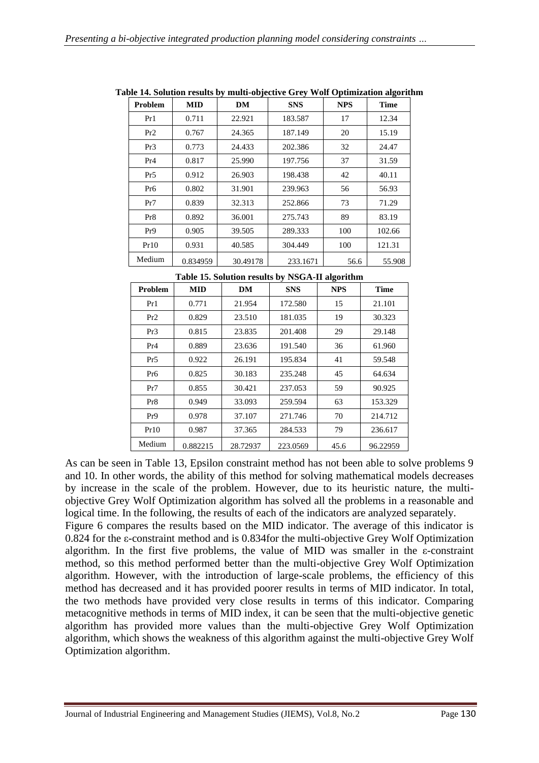**Table 14. Solution results by multi-objective Grey Wolf Optimization algorithm**

| Problem | MID | DM | SNS | NPS | Time |
|---|---|---|---|---|---|
| Pr1 | 0.711 | 22.921 | 183.587 | 17 | 12.34 |
| Pr2 | 0.767 | 24.365 | 187.149 | 20 | 15.19 |
| Pr3 | 0.773 | 24.433 | 202.386 | 32 | 24.47 |
| Pr4 | 0.817 | 25.990 | 197.756 | 37 | 31.59 |
| Pr5 | 0.912 | 26.903 | 198.438 | 42 | 40.11 |
| Pr6 | 0.802 | 31.901 | 239.963 | 56 | 56.93 |
| Pr7 | 0.839 | 32.313 | 252.866 | 73 | 71.29 |
| Pr8 | 0.892 | 36.001 | 275.743 | 89 | 83.19 |
| Pr9 | 0.905 | 39.505 | 289.333 | 100 | 102.66 |
| Pr10 | 0.931 | 40.585 | 304.449 | 100 | 121.31 |
| Medium | 0.834959 | 30.49178 | 233.1671 | 56.6 | 55.908 |

**Table 15. Solution results by NSGA-II algorithm**

| Problem | MID | DM | SNS | NPS | Time |
|---|---|---|---|---|---|
| Pr1 | 0.771 | 21.954 | 172.580 | 15 | 21.101 |
| Pr2 | 0.829 | 23.510 | 181.035 | 19 | 30.323 |
| Pr3 | 0.815 | 23.835 | 201.408 | 29 | 29.148 |
| Pr4 | 0.889 | 23.636 | 191.540 | 36 | 61.960 |
| Pr5 | 0.922 | 26.191 | 195.834 | 41 | 59.548 |
| Pr6 | 0.825 | 30.183 | 235.248 | 45 | 64.634 |
| Pr7 | 0.855 | 30.421 | 237.053 | 59 | 90.925 |
| Pr8 | 0.949 | 33.093 | 259.594 | 63 | 153.329 |
| Pr9 | 0.978 | 37.107 | 271.746 | 70 | 214.712 |
| Pr10 | 0.987 | 37.365 | 284.533 | 79 | 236.617 |
| Medium | 0.882215 | 28.72937 | 223.0569 | 45.6 | 96.22959 |

As can be seen in Table 13, Epsilon constraint method has not been able to solve problems 9 and 10. In other words, the ability of this method for solving mathematical models decreases by increase in the scale of the problem. However, due to its heuristic nature, the multi-objective Grey Wolf Optimization algorithm has solved all the problems in a reasonable and logical time. In the following, the results of each of the indicators are analyzed separately.

Figure 6 compares the results based on the MID indicator. The average of this indicator is 0.824 for the ε-constraint method and is 0.834for the multi-objective Grey Wolf Optimization algorithm. In the first five problems, the value of MID was smaller in the ε-constraint method, so this method performed better than the multi-objective Grey Wolf Optimization algorithm. However, with the introduction of large-scale problems, the efficiency of this method has decreased and it has provided poorer results in terms of MID indicator. In total, the two methods have provided very close results in terms of this indicator. Comparing metacognitive methods in terms of MID index, it can be seen that the multi-objective genetic algorithm has provided more values than the multi-objective Grey Wolf Optimization algorithm, which shows the weakness of this algorithm against the multi-objective Grey Wolf Optimization algorithm.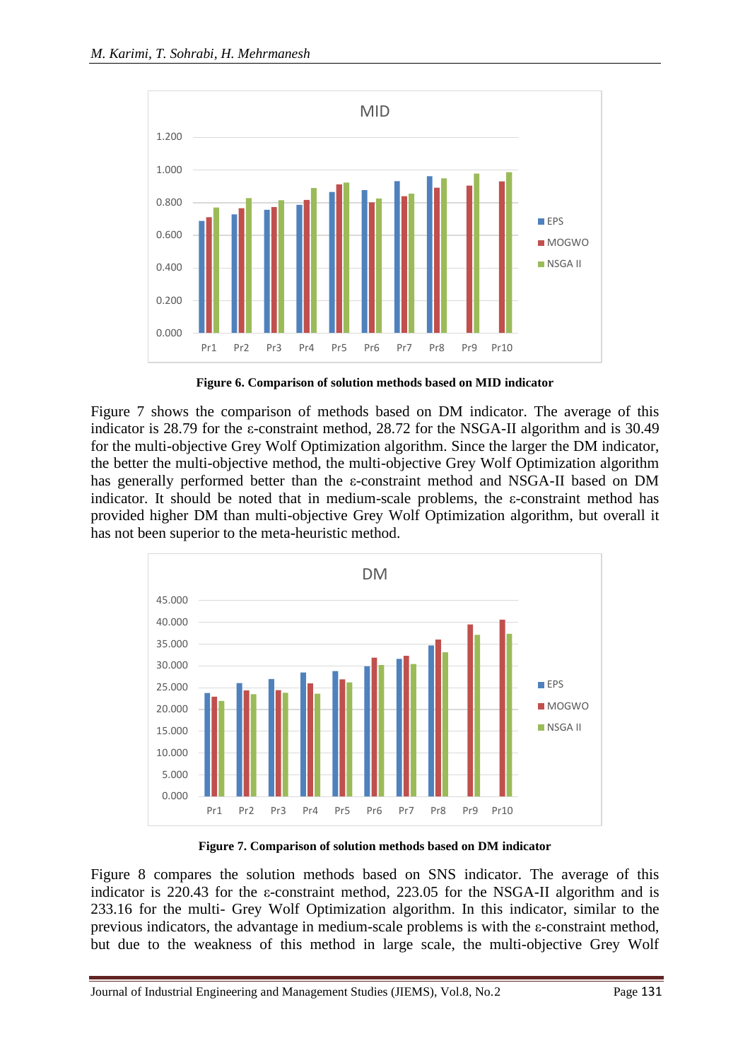**Figure 6. Comparison of solution methods based on MID indicator**

Figure 7 shows the comparison of methods based on DM indicator. The average of this indicator is 28.79 for the ε-constraint method, 28.72 for the NSGA-II algorithm and is 30.49 for the multi-objective Grey Wolf Optimization algorithm. Since the larger the DM indicator, the better the multi-objective method, the multi-objective Grey Wolf Optimization algorithm has generally performed better than the ε-constraint method and NSGA-II based on DM indicator. It should be noted that in medium-scale problems, the ε-constraint method has provided higher DM than multi-objective Grey Wolf Optimization algorithm, but overall it has not been superior to the meta-heuristic method.

**Figure 7. Comparison of solution methods based on DM indicator**

Figure 8 compares the solution methods based on SNS indicator. The average of this indicator is 220.43 for the ε-constraint method, 223.05 for the NSGA-II algorithm and is 233.16 for the multi- Grey Wolf Optimization algorithm. In this indicator, similar to the previous indicators, the advantage in medium-scale problems is with the ε-constraint method, but due to the weakness of this method in large scale, the multi-objective Grey Wolf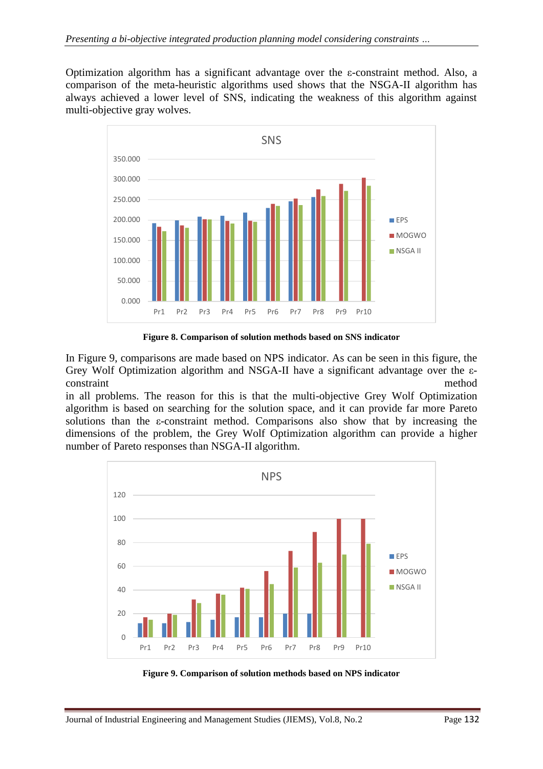Optimization algorithm has a significant advantage over the ε-constraint method. Also, a comparison of the meta-heuristic algorithms used shows that the NSGA-II algorithm has always achieved a lower level of SNS, indicating the weakness of this algorithm against multi-objective gray wolves.

**Figure 8. Comparison of solution methods based on SNS indicator**

In Figure 9, comparisons are made based on NPS indicator. As can be seen in this figure, the Grey Wolf Optimization algorithm and NSGA-II have a significant advantage over the ε-constraint method in all problems. The reason for this is that the multi-objective Grey Wolf Optimization algorithm is based on searching for the solution space, and it can provide far more Pareto solutions than the ε-constraint method. Comparisons also show that by increasing the dimensions of the problem, the Grey Wolf Optimization algorithm can provide a higher number of Pareto responses than NSGA-II algorithm.

**Figure 9. Comparison of solution methods based on NPS indicator**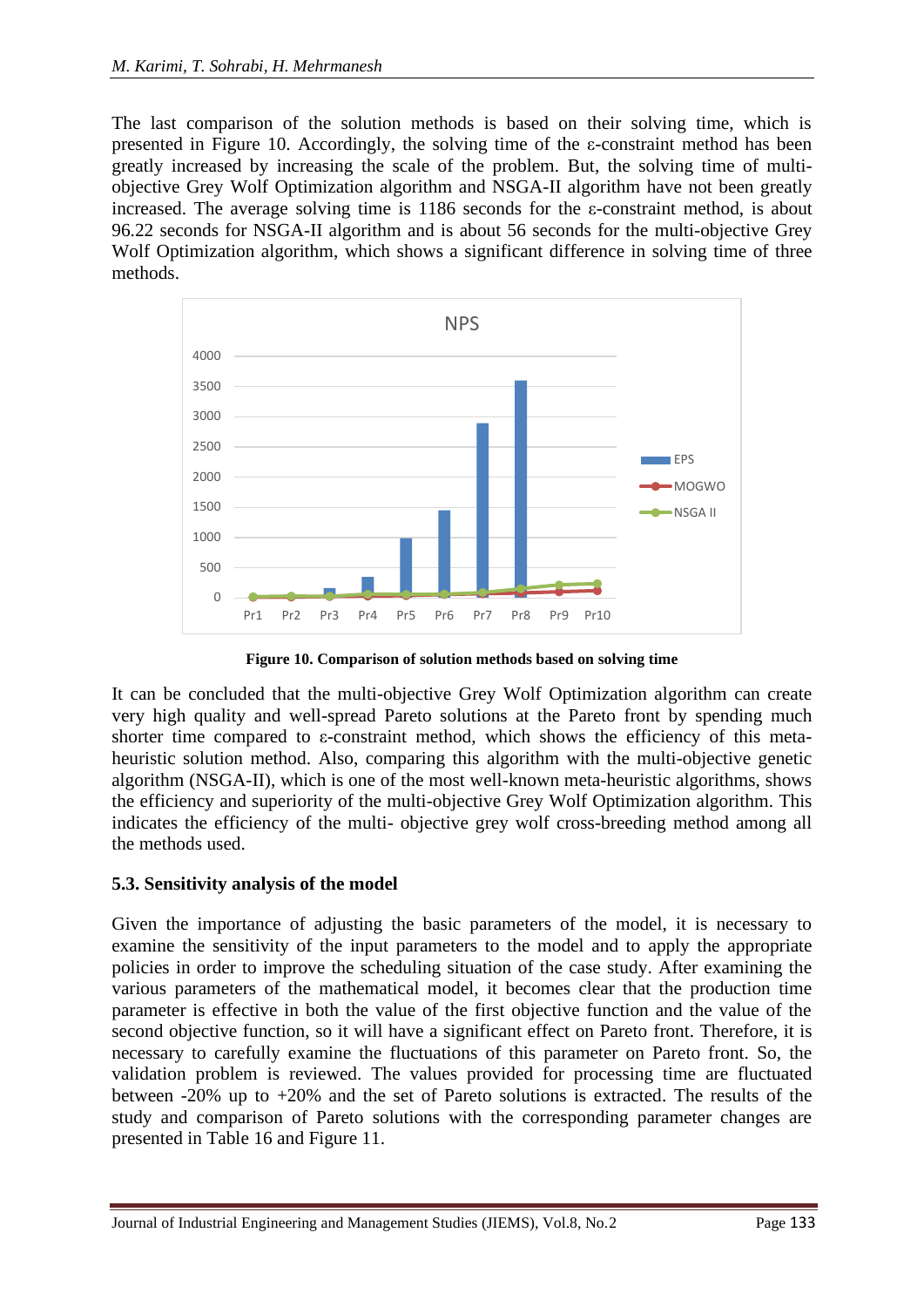The last comparison of the solution methods is based on their solving time, which is presented in Figure 10. Accordingly, the solving time of the ε-constraint method has been greatly increased by increasing the scale of the problem. But, the solving time of multi-objective Grey Wolf Optimization algorithm and NSGA-II algorithm have not been greatly increased. The average solving time is 1186 seconds for the ε-constraint method, is about 96.22 seconds for NSGA-II algorithm and is about 56 seconds for the multi-objective Grey Wolf Optimization algorithm, which shows a significant difference in solving time of three methods.

**Figure 10. Comparison of solution methods based on solving time**

It can be concluded that the multi-objective Grey Wolf Optimization algorithm can create very high quality and well-spread Pareto solutions at the Pareto front by spending much shorter time compared to ε-constraint method, which shows the efficiency of this meta-heuristic solution method. Also, comparing this algorithm with the multi-objective genetic algorithm (NSGA-II), which is one of the most well-known meta-heuristic algorithms, shows the efficiency and superiority of the multi-objective Grey Wolf Optimization algorithm. This indicates the efficiency of the multi- objective grey wolf cross-breeding method among all the methods used.

### 5.3. Sensitivity analysis of the model

Given the importance of adjusting the basic parameters of the model, it is necessary to examine the sensitivity of the input parameters to the model and to apply the appropriate policies in order to improve the scheduling situation of the case study. After examining the various parameters of the mathematical model, it becomes clear that the production time parameter is effective in both the value of the first objective function and the value of the second objective function, so it will have a significant effect on Pareto front. Therefore, it is necessary to carefully examine the fluctuations of this parameter on Pareto front. So, the validation problem is reviewed. The values provided for processing time are fluctuated between -20% up to +20% and the set of Pareto solutions is extracted. The results of the study and comparison of Pareto solutions with the corresponding parameter changes are presented in Table 16 and Figure 11.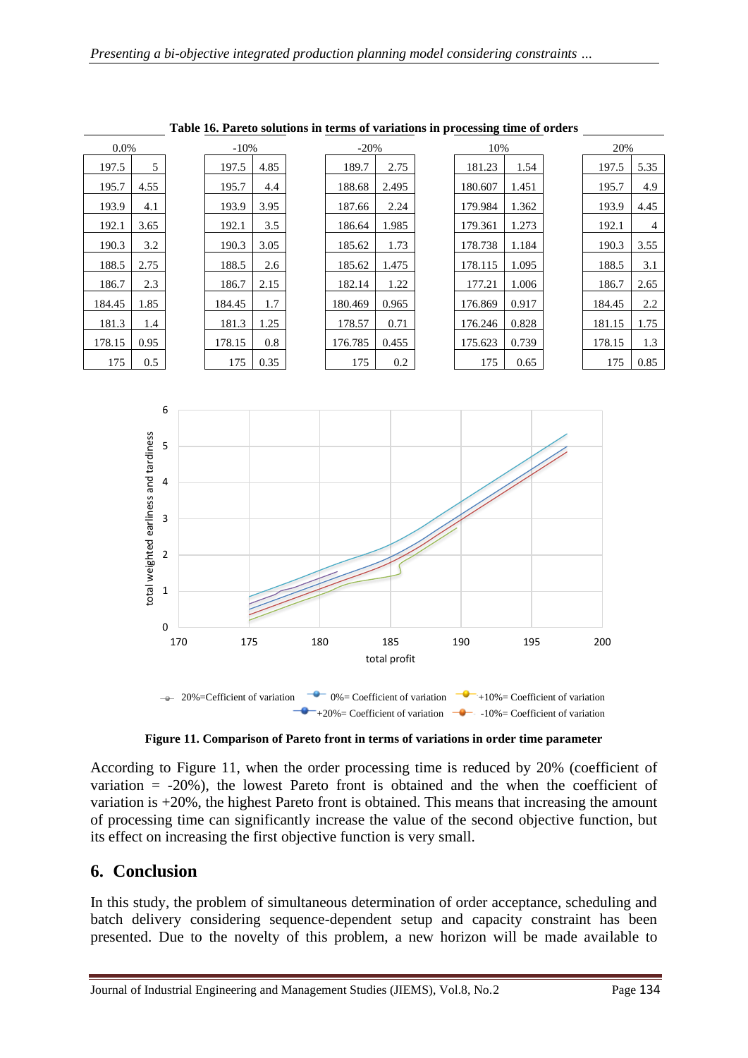**Table 16. Pareto solutions in terms of variations in processing time of orders**

| 0.0% | | -10% | | -20% | | 10% | | 20% | |
|---|---|---|---|---|---|---|---|---|---|
| 197.5 | 5 | 197.5 | 4.85 | 189.7 | 2.75 | 181.23 | 1.54 | 197.5 | 5.35 |
| 195.7 | 4.55 | 195.7 | 4.4 | 188.68 | 2.495 | 180.607 | 1.451 | 195.7 | 4.9 |
| 193.9 | 4.1 | 193.9 | 3.95 | 187.66 | 2.24 | 179.984 | 1.362 | 193.9 | 4.45 |
| 192.1 | 3.65 | 192.1 | 3.5 | 186.64 | 1.985 | 179.361 | 1.273 | 192.1 | 4 |
| 190.3 | 3.2 | 190.3 | 3.05 | 185.62 | 1.73 | 178.738 | 1.184 | 190.3 | 3.55 |
| 188.5 | 2.75 | 188.5 | 2.6 | 185.62 | 1.475 | 178.115 | 1.095 | 188.5 | 3.1 |
| 186.7 | 2.3 | 186.7 | 2.15 | 182.14 | 1.22 | 177.21 | 1.006 | 186.7 | 2.65 |
| 184.45 | 1.85 | 184.45 | 1.7 | 180.469 | 0.965 | 176.869 | 0.917 | 184.45 | 2.2 |
| 181.3 | 1.4 | 181.3 | 1.25 | 178.57 | 0.71 | 176.246 | 0.828 | 181.15 | 1.75 |
| 178.15 | 0.95 | 178.15 | 0.8 | 176.785 | 0.455 | 175.623 | 0.739 | 178.15 | 1.3 |
| 175 | 0.5 | 175 | 0.35 | 175 | 0.2 | 175 | 0.65 | 175 | 0.85 |

**Figure 11. Comparison of Pareto front in terms of variations in order time parameter**

According to Figure 11, when the order processing time is reduced by 20% (coefficient of variation = -20%), the lowest Pareto front is obtained and the when the coefficient of variation is +20%, the highest Pareto front is obtained. This means that increasing the amount of processing time can significantly increase the value of the second objective function, but its effect on increasing the first objective function is very small.

## 6. Conclusion

In this study, the problem of simultaneous determination of order acceptance, scheduling and batch delivery considering sequence-dependent setup and capacity constraint has been presented. Due to the novelty of this problem, a new horizon will be made available to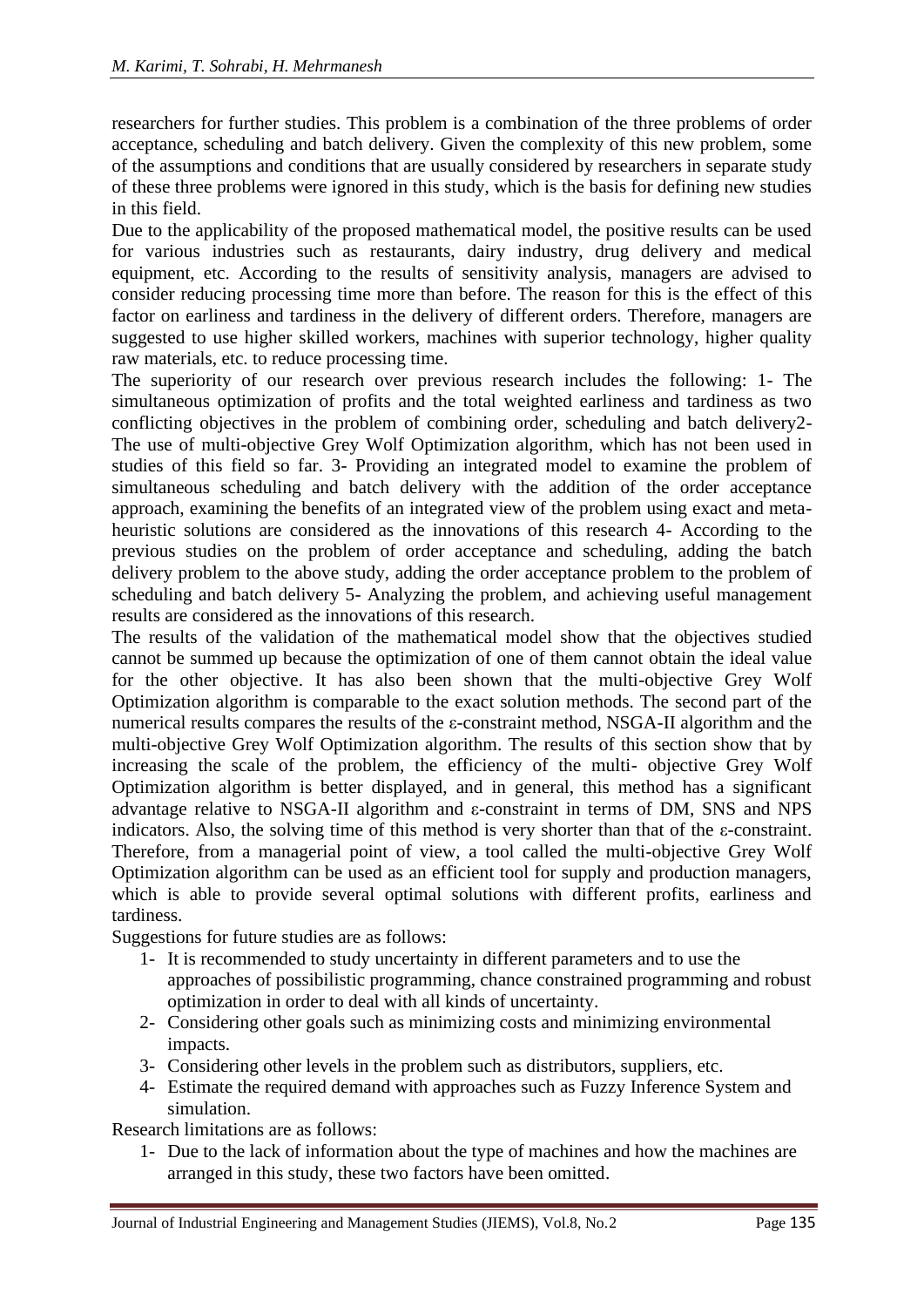researchers for further studies. This problem is a combination of the three problems of order acceptance, scheduling and batch delivery. Given the complexity of this new problem, some of the assumptions and conditions that are usually considered by researchers in separate study of these three problems were ignored in this study, which is the basis for defining new studies in this field.

Due to the applicability of the proposed mathematical model, the positive results can be used for various industries such as restaurants, dairy industry, drug delivery and medical equipment, etc. According to the results of sensitivity analysis, managers are advised to consider reducing processing time more than before. The reason for this is the effect of this factor on earliness and tardiness in the delivery of different orders. Therefore, managers are suggested to use higher skilled workers, machines with superior technology, higher quality raw materials, etc. to reduce processing time.

The superiority of our research over previous research includes the following: 1- The simultaneous optimization of profits and the total weighted earliness and tardiness as two conflicting objectives in the problem of combining order, scheduling and batch delivery2- The use of multi-objective Grey Wolf Optimization algorithm, which has not been used in studies of this field so far. 3- Providing an integrated model to examine the problem of simultaneous scheduling and batch delivery with the addition of the order acceptance approach, examining the benefits of an integrated view of the problem using exact and meta-heuristic solutions are considered as the innovations of this research 4- According to the previous studies on the problem of order acceptance and scheduling, adding the batch delivery problem to the above study, adding the order acceptance problem to the problem of scheduling and batch delivery 5- Analyzing the problem, and achieving useful management results are considered as the innovations of this research.

The results of the validation of the mathematical model show that the objectives studied cannot be summed up because the optimization of one of them cannot obtain the ideal value for the other objective. It has also been shown that the multi-objective Grey Wolf Optimization algorithm is comparable to the exact solution methods. The second part of the numerical results compares the results of the ε-constraint method, NSGA-II algorithm and the multi-objective Grey Wolf Optimization algorithm. The results of this section show that by increasing the scale of the problem, the efficiency of the multi- objective Grey Wolf Optimization algorithm is better displayed, and in general, this method has a significant advantage relative to NSGA-II algorithm and ε-constraint in terms of DM, SNS and NPS indicators. Also, the solving time of this method is very shorter than that of the ε-constraint. Therefore, from a managerial point of view, a tool called the multi-objective Grey Wolf Optimization algorithm can be used as an efficient tool for supply and production managers, which is able to provide several optimal solutions with different profits, earliness and tardiness.

Suggestions for future studies are as follows:

1- It is recommended to study uncertainty in different parameters and to use the approaches of possibilistic programming, chance constrained programming and robust optimization in order to deal with all kinds of uncertainty.
2- Considering other goals such as minimizing costs and minimizing environmental impacts.
3- Considering other levels in the problem such as distributors, suppliers, etc.
4- Estimate the required demand with approaches such as Fuzzy Inference System and simulation.

Research limitations are as follows:

1- Due to the lack of information about the type of machines and how the machines are arranged in this study, these two factors have been omitted.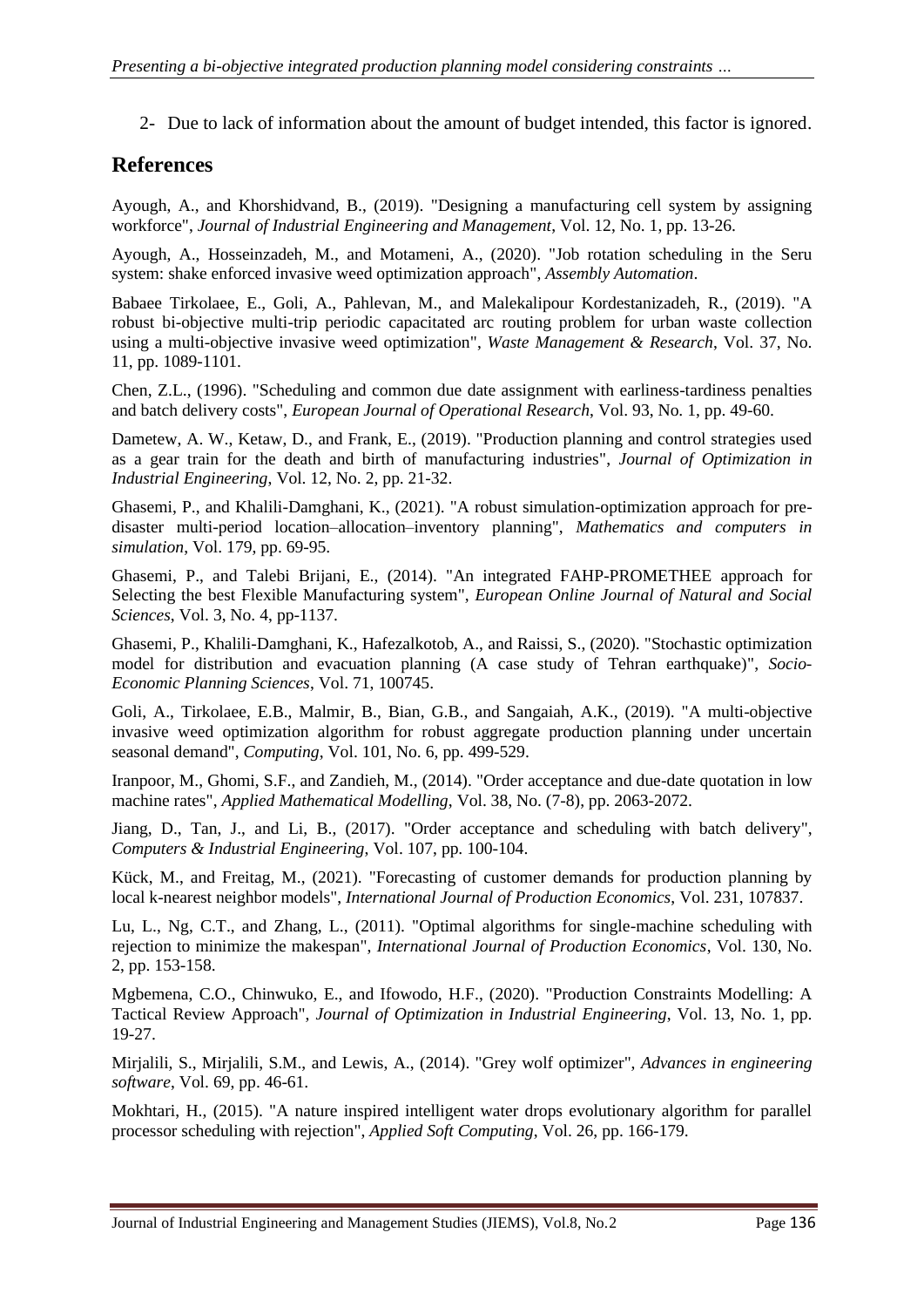2- Due to lack of information about the amount of budget intended, this factor is ignored.

## References

Ayough, A., and Khorshidvand, B., (2019). "Designing a manufacturing cell system by assigning workforce", *Journal of Industrial Engineering and Management*, Vol. 12, No. 1, pp. 13-26.

Ayough, A., Hosseinzadeh, M., and Motameni, A., (2020). "Job rotation scheduling in the Seru system: shake enforced invasive weed optimization approach", *Assembly Automation*.

Babaee Tirkolaee, E., Goli, A., Pahlevan, M., and Malekalipour Kordestanizadeh, R., (2019). "A robust bi-objective multi-trip periodic capacitated arc routing problem for urban waste collection using a multi-objective invasive weed optimization", *Waste Management & Research*, Vol. 37, No. 11, pp. 1089-1101.

Chen, Z.L., (1996). "Scheduling and common due date assignment with earliness-tardiness penalties and batch delivery costs", *European Journal of Operational Research*, Vol. 93, No. 1, pp. 49-60.

Dametew, A. W., Ketaw, D., and Frank, E., (2019). "Production planning and control strategies used as a gear train for the death and birth of manufacturing industries", *Journal of Optimization in Industrial Engineering*, Vol. 12, No. 2, pp. 21-32.

Ghasemi, P., and Khalili-Damghani, K., (2021). "A robust simulation-optimization approach for pre-disaster multi-period location–allocation–inventory planning", *Mathematics and computers in simulation*, Vol. 179, pp. 69-95.

Ghasemi, P., and Talebi Brijani, E., (2014). "An integrated FAHP-PROMETHEE approach for Selecting the best Flexible Manufacturing system", *European Online Journal of Natural and Social Sciences*, Vol. 3, No. 4, pp-1137.

Ghasemi, P., Khalili-Damghani, K., Hafezalkotob, A., and Raissi, S., (2020). "Stochastic optimization model for distribution and evacuation planning (A case study of Tehran earthquake)", *Socio-Economic Planning Sciences*, Vol. 71, 100745.

Goli, A., Tirkolaee, E.B., Malmir, B., Bian, G.B., and Sangaiah, A.K., (2019). "A multi-objective invasive weed optimization algorithm for robust aggregate production planning under uncertain seasonal demand", *Computing*, Vol. 101, No. 6, pp. 499-529.

Iranpoor, M., Ghomi, S.F., and Zandieh, M., (2014). "Order acceptance and due-date quotation in low machine rates", *Applied Mathematical Modelling*, Vol. 38, No. (7-8), pp. 2063-2072.

Jiang, D., Tan, J., and Li, B., (2017). "Order acceptance and scheduling with batch delivery", *Computers & Industrial Engineering*, Vol. 107, pp. 100-104.

Kück, M., and Freitag, M., (2021). "Forecasting of customer demands for production planning by local k-nearest neighbor models", *International Journal of Production Economics*, Vol. 231, 107837.

Lu, L., Ng, C.T., and Zhang, L., (2011). "Optimal algorithms for single-machine scheduling with rejection to minimize the makespan", *International Journal of Production Economics*, Vol. 130, No. 2, pp. 153-158.

Mgbemena, C.O., Chinwuko, E., and Ifowodo, H.F., (2020). "Production Constraints Modelling: A Tactical Review Approach", *Journal of Optimization in Industrial Engineering*, Vol. 13, No. 1, pp. 19-27.

Mirjalili, S., Mirjalili, S.M., and Lewis, A., (2014). "Grey wolf optimizer", *Advances in engineering software*, Vol. 69, pp. 46-61.

Mokhtari, H., (2015). "A nature inspired intelligent water drops evolutionary algorithm for parallel processor scheduling with rejection", *Applied Soft Computing*, Vol. 26, pp. 166-179.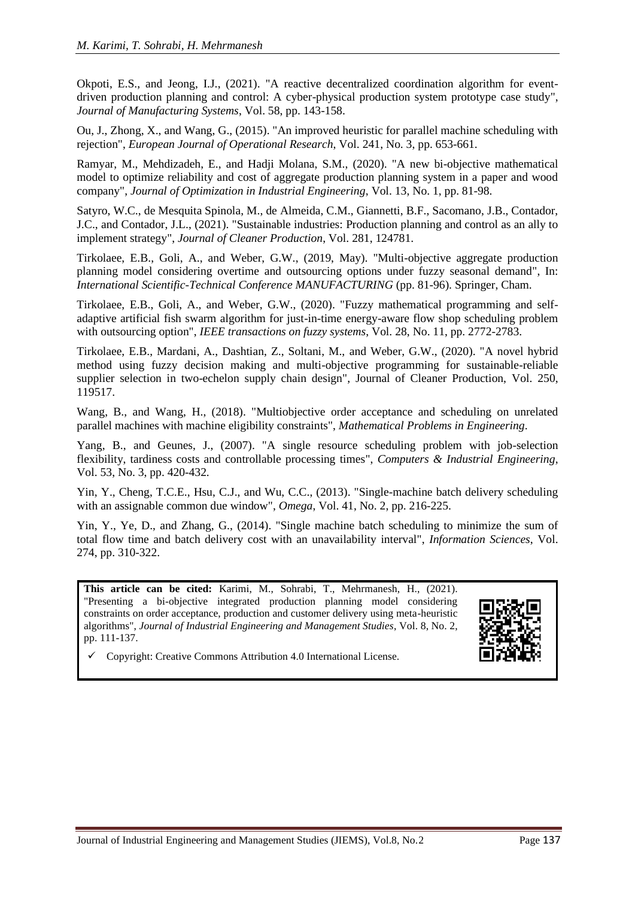Okpoti, E.S., and Jeong, I.J., (2021). "A reactive decentralized coordination algorithm for event-driven production planning and control: A cyber-physical production system prototype case study", *Journal of Manufacturing Systems*, Vol. 58, pp. 143-158.

Ou, J., Zhong, X., and Wang, G., (2015). "An improved heuristic for parallel machine scheduling with rejection", *European Journal of Operational Research*, Vol. 241, No. 3, pp. 653-661.

Ramyar, M., Mehdizadeh, E., and Hadji Molana, S.M., (2020). "A new bi-objective mathematical model to optimize reliability and cost of aggregate production planning system in a paper and wood company", *Journal of Optimization in Industrial Engineering*, Vol. 13, No. 1, pp. 81-98.

Satyro, W.C., de Mesquita Spinola, M., de Almeida, C.M., Giannetti, B.F., Sacomano, J.B., Contador, J.C., and Contador, J.L., (2021). "Sustainable industries: Production planning and control as an ally to implement strategy", *Journal of Cleaner Production*, Vol. 281, 124781.

Tirkolaee, E.B., Goli, A., and Weber, G.W., (2019, May). "Multi-objective aggregate production planning model considering overtime and outsourcing options under fuzzy seasonal demand", In: *International Scientific-Technical Conference MANUFACTURING* (pp. 81-96). Springer, Cham.

Tirkolaee, E.B., Goli, A., and Weber, G.W., (2020). "Fuzzy mathematical programming and self-adaptive artificial fish swarm algorithm for just-in-time energy-aware flow shop scheduling problem with outsourcing option", *IEEE transactions on fuzzy systems*, Vol. 28, No. 11, pp. 2772-2783.

Tirkolaee, E.B., Mardani, A., Dashtian, Z., Soltani, M., and Weber, G.W., (2020). "A novel hybrid method using fuzzy decision making and multi-objective programming for sustainable-reliable supplier selection in two-echelon supply chain design", Journal of Cleaner Production, Vol. 250, 119517.

Wang, B., and Wang, H., (2018). "Multiobjective order acceptance and scheduling on unrelated parallel machines with machine eligibility constraints", *Mathematical Problems in Engineering*.

Yang, B., and Geunes, J., (2007). "A single resource scheduling problem with job-selection flexibility, tardiness costs and controllable processing times", *Computers & Industrial Engineering*, Vol. 53, No. 3, pp. 420-432.

Yin, Y., Cheng, T.C.E., Hsu, C.J., and Wu, C.C., (2013). "Single-machine batch delivery scheduling with an assignable common due window", *Omega*, Vol. 41, No. 2, pp. 216-225.

Yin, Y., Ye, D., and Zhang, G., (2014). "Single machine batch scheduling to minimize the sum of total flow time and batch delivery cost with an unavailability interval", *Information Sciences*, Vol. 274, pp. 310-322.

**This article can be cited:** Karimi, M., Sohrabi, T., Mehrmanesh, H., (2021). "Presenting a bi-objective integrated production planning model considering constraints on order acceptance, production and customer delivery using meta-heuristic algorithms", *Journal of Industrial Engineering and Management Studies*, Vol. 8, No. 2, pp. 111-137.

- ✓ Copyright: Creative Commons Attribution 4.0 International License.